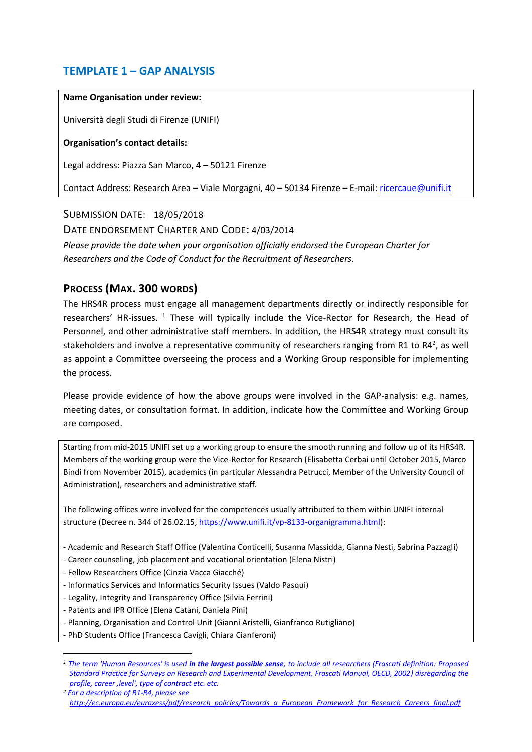## TEMPLATE 1 – GAP ANALYSIS

**Name Organisation under review:**

Università degli Studi di Firenze (UNIFI)

**Organisation's contact details:**

Legal address: Piazza San Marco, 4 – 50121 Firenze

Contact Address: Research Area – Viale Morgagni, 40 – 50134 Firenze – E-mail: ricercaue@unifi.it

SUBMISSION DATE: 18/05/2018

DATE ENDORSEMENT CHARTER AND CODE: 4/03/2014

*Please provide the date when your organisation officially endorsed the European Charter for Researchers and the Code of Conduct for the Recruitment of Researchers.*

### PROCESS (MAX. 300 WORDS)

The HRS4R process must engage all management departments directly or indirectly responsible for researchers' HR-issues. [1] These will typically include the Vice-Rector for Research, the Head of Personnel, and other administrative staff members. In addition, the HRS4R strategy must consult its stakeholders and involve a representative community of researchers ranging from R1 to R4[2], as well as appoint a Committee overseeing the process and a Working Group responsible for implementing the process.

Please provide evidence of how the above groups were involved in the GAP-analysis: e.g. names, meeting dates, or consultation format. In addition, indicate how the Committee and Working Group are composed.

Starting from mid-2015 UNIFI set up a working group to ensure the smooth running and follow up of its HRS4R. Members of the working group were the Vice-Rector for Research (Elisabetta Cerbai until October 2015, Marco Bindi from November 2015), academics (in particular Alessandra Petrucci, Member of the University Council of Administration), researchers and administrative staff.

The following offices were involved for the competences usually attributed to them within UNIFI internal structure (Decree n. 344 of 26.02.15, https://www.unifi.it/vp-8133-organigramma.html):

- Academic and Research Staff Office (Valentina Conticelli, Susanna Massidda, Gianna Nesti, Sabrina Pazzagli)
- Career counseling, job placement and vocational orientation (Elena Nistri)
- Fellow Researchers Office (Cinzia Vacca Giacché)
- Informatics Services and Informatics Security Issues (Valdo Pasqui)
- Legality, Integrity and Transparency Office (Silvia Ferrini)
- Patents and IPR Office (Elena Catani, Daniela Pini)
- Planning, Organisation and Control Unit (Gianni Aristelli, Gianfranco Rutigliano)
- PhD Students Office (Francesca Cavigli, Chiara Cianferoni)

---

[1] *The term 'Human Resources' is used **in the largest possible sense**, to include all researchers (Frascati definition: Proposed Standard Practice for Surveys on Research and Experimental Development, Frascati Manual, OECD, 2002) disregarding the profile, career ,level', type of contract etc. etc.*

[2] *For a description of R1-R4, please see http://ec.europa.eu/euraxess/pdf/research_policies/Towards_a_European_Framework_for_Research_Careers_final.pdf*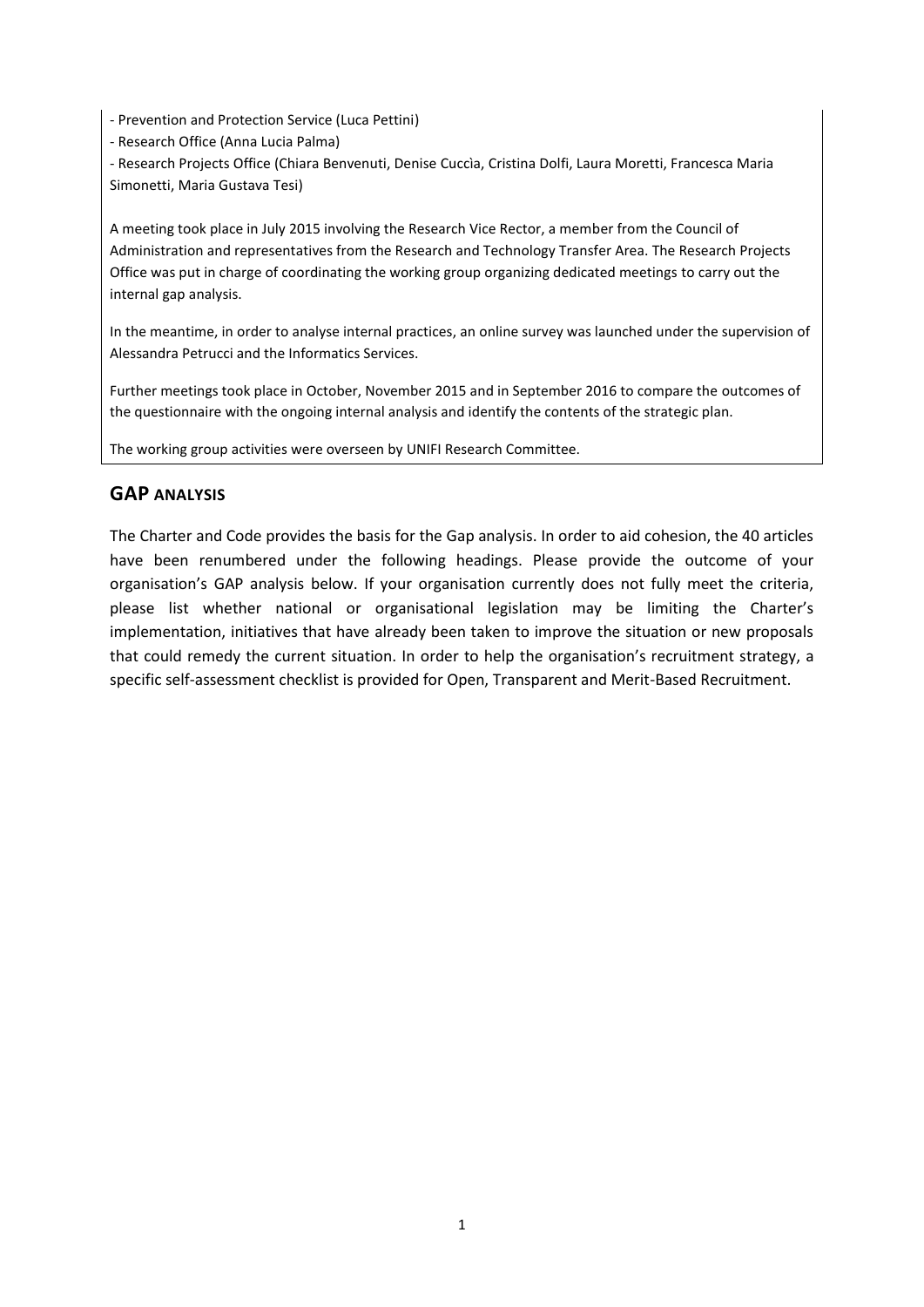- Prevention and Protection Service (Luca Pettini)
- Research Office (Anna Lucia Palma)
- Research Projects Office (Chiara Benvenuti, Denise Cuccìa, Cristina Dolfi, Laura Moretti, Francesca Maria Simonetti, Maria Gustava Tesi)

A meeting took place in July 2015 involving the Research Vice Rector, a member from the Council of Administration and representatives from the Research and Technology Transfer Area. The Research Projects Office was put in charge of coordinating the working group organizing dedicated meetings to carry out the internal gap analysis.

In the meantime, in order to analyse internal practices, an online survey was launched under the supervision of Alessandra Petrucci and the Informatics Services.

Further meetings took place in October, November 2015 and in September 2016 to compare the outcomes of the questionnaire with the ongoing internal analysis and identify the contents of the strategic plan.

The working group activities were overseen by UNIFI Research Committee.

## GAP ANALYSIS

The Charter and Code provides the basis for the Gap analysis. In order to aid cohesion, the 40 articles have been renumbered under the following headings. Please provide the outcome of your organisation's GAP analysis below. If your organisation currently does not fully meet the criteria, please list whether national or organisational legislation may be limiting the Charter's implementation, initiatives that have already been taken to improve the situation or new proposals that could remedy the current situation. In order to help the organisation's recruitment strategy, a specific self-assessment checklist is provided for Open, Transparent and Merit-Based Recruitment.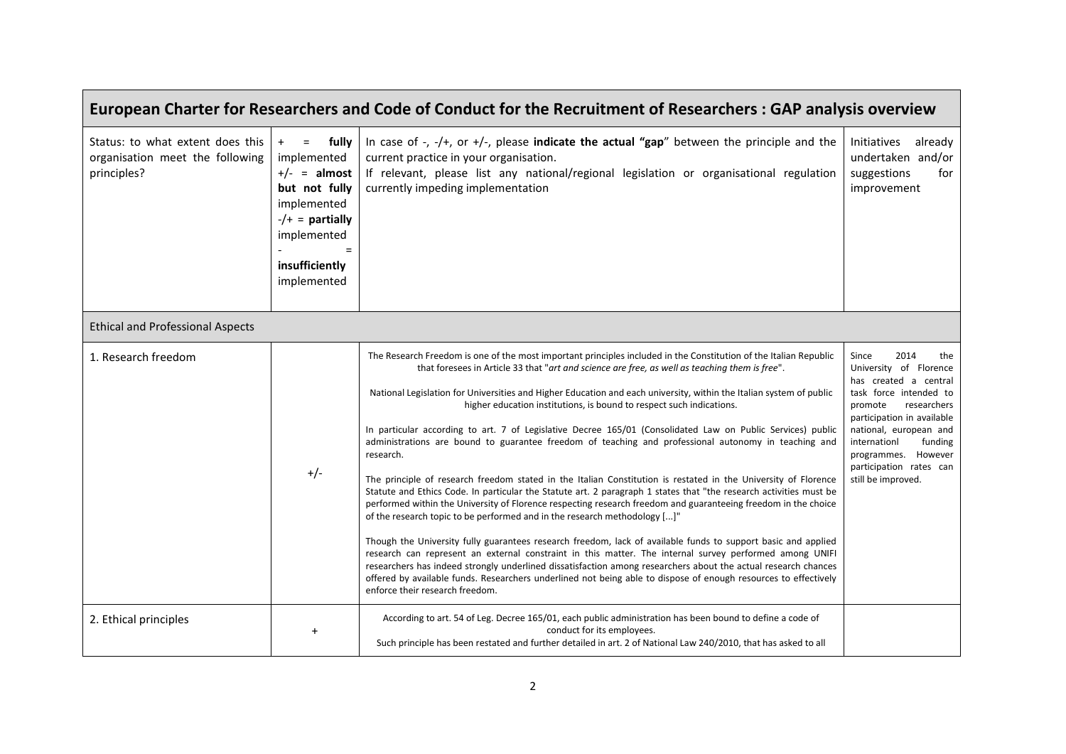## European Charter for Researchers and Code of Conduct for the Recruitment of Researchers : GAP analysis overview

| Status: to what extent does this organisation meet the following principles? | + = **fully** implemented<br>+/- = **almost but not fully** implemented<br>-/+ = **partially** implemented<br>- = **insufficiently** implemented | In case of -, -/+, or +/-, please **indicate the actual "gap**" between the principle and the current practice in your organisation.<br>If relevant, please list any national/regional legislation or organisational regulation currently impeding implementation | Initiatives already undertaken and/or suggestions for improvement |
|---|---|---|---|
| Ethical and Professional Aspects | | | |
| 1. Research freedom | +/- | The Research Freedom is one of the most important principles included in the Constitution of the Italian Republic that foresees in Article 33 that "*art and science are free, as well as teaching them is free*".<br><br>National Legislation for Universities and Higher Education and each university, within the Italian system of public higher education institutions, is bound to respect such indications.<br><br>In particular according to art. 7 of Legislative Decree 165/01 (Consolidated Law on Public Services) public administrations are bound to guarantee freedom of teaching and professional autonomy in teaching and research.<br><br>The principle of research freedom stated in the Italian Constitution is restated in the University of Florence Statute and Ethics Code. In particular the Statute art. 2 paragraph 1 states that "the research activities must be performed within the University of Florence respecting research freedom and guaranteeing freedom in the choice of the research topic to be performed and in the research methodology [...]"<br><br>Though the University fully guarantees research freedom, lack of available funds to support basic and applied research can represent an external constraint in this matter. The internal survey performed among UNIFI researchers has indeed strongly underlined dissatisfaction among researchers about the actual research chances offered by available funds. Researchers underlined not being able to dispose of enough resources to effectively enforce their research freedom. | Since 2014 the University of Florence has created a central task force intended to promote researchers participation in available national, european and internationl funding programmes. However participation rates can still be improved. |
| 2. Ethical principles | + | According to art. 54 of Leg. Decree 165/01, each public administration has been bound to define a code of conduct for its employees.<br>Such principle has been restated and further detailed in art. 2 of National Law 240/2010, that has asked to all | |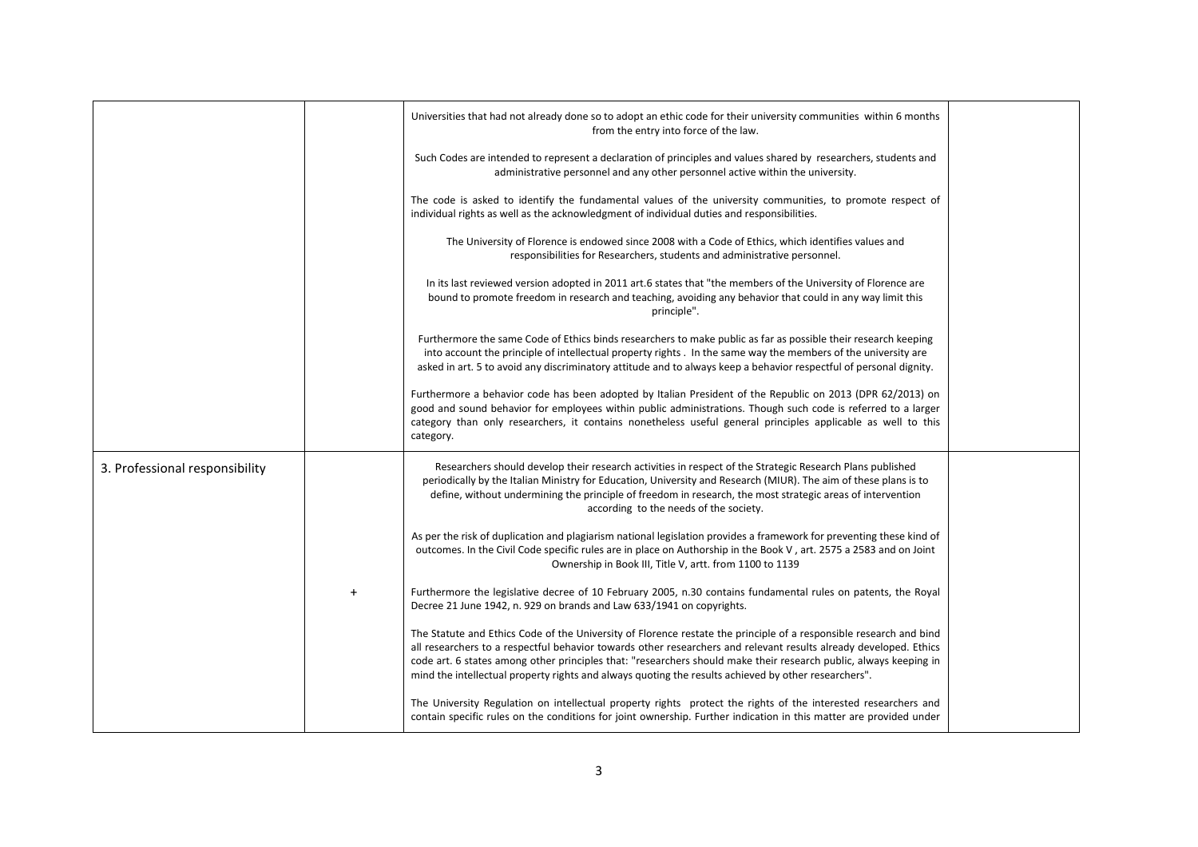| | | | |
|---|---|---|---|
| | | Universities that had not already done so to adopt an ethic code for their university communities within 6 months from the entry into force of the law.<br><br>Such Codes are intended to represent a declaration of principles and values shared by researchers, students and administrative personnel and any other personnel active within the university.<br><br>The code is asked to identify the fundamental values of the university communities, to promote respect of individual rights as well as the acknowledgment of individual duties and responsibilities.<br><br>The University of Florence is endowed since 2008 with a Code of Ethics, which identifies values and responsibilities for Researchers, students and administrative personnel.<br><br>In its last reviewed version adopted in 2011 art.6 states that "the members of the University of Florence are bound to promote freedom in research and teaching, avoiding any behavior that could in any way limit this principle".<br><br>Furthermore the same Code of Ethics binds researchers to make public as far as possible their research keeping into account the principle of intellectual property rights . In the same way the members of the university are asked in art. 5 to avoid any discriminatory attitude and to always keep a behavior respectful of personal dignity.<br><br>Furthermore a behavior code has been adopted by Italian President of the Republic on 2013 (DPR 62/2013) on good and sound behavior for employees within public administrations. Though such code is referred to a larger category than only researchers, it contains nonetheless useful general principles applicable as well to this category. | |
| 3. Professional responsibility | + | Researchers should develop their research activities in respect of the Strategic Research Plans published periodically by the Italian Ministry for Education, University and Research (MIUR). The aim of these plans is to define, without undermining the principle of freedom in research, the most strategic areas of intervention according to the needs of the society.<br><br>As per the risk of duplication and plagiarism national legislation provides a framework for preventing these kind of outcomes. In the Civil Code specific rules are in place on Authorship in the Book V , art. 2575 a 2583 and on Joint Ownership in Book III, Title V, artt. from 1100 to 1139<br><br>Furthermore the legislative decree of 10 February 2005, n.30 contains fundamental rules on patents, the Royal Decree 21 June 1942, n. 929 on brands and Law 633/1941 on copyrights.<br><br>The Statute and Ethics Code of the University of Florence restate the principle of a responsible research and bind all researchers to a respectful behavior towards other researchers and relevant results already developed. Ethics code art. 6 states among other principles that: "researchers should make their research public, always keeping in mind the intellectual property rights and always quoting the results achieved by other researchers".<br><br>The University Regulation on intellectual property rights protect the rights of the interested researchers and contain specific rules on the conditions for joint ownership. Further indication in this matter are provided under | |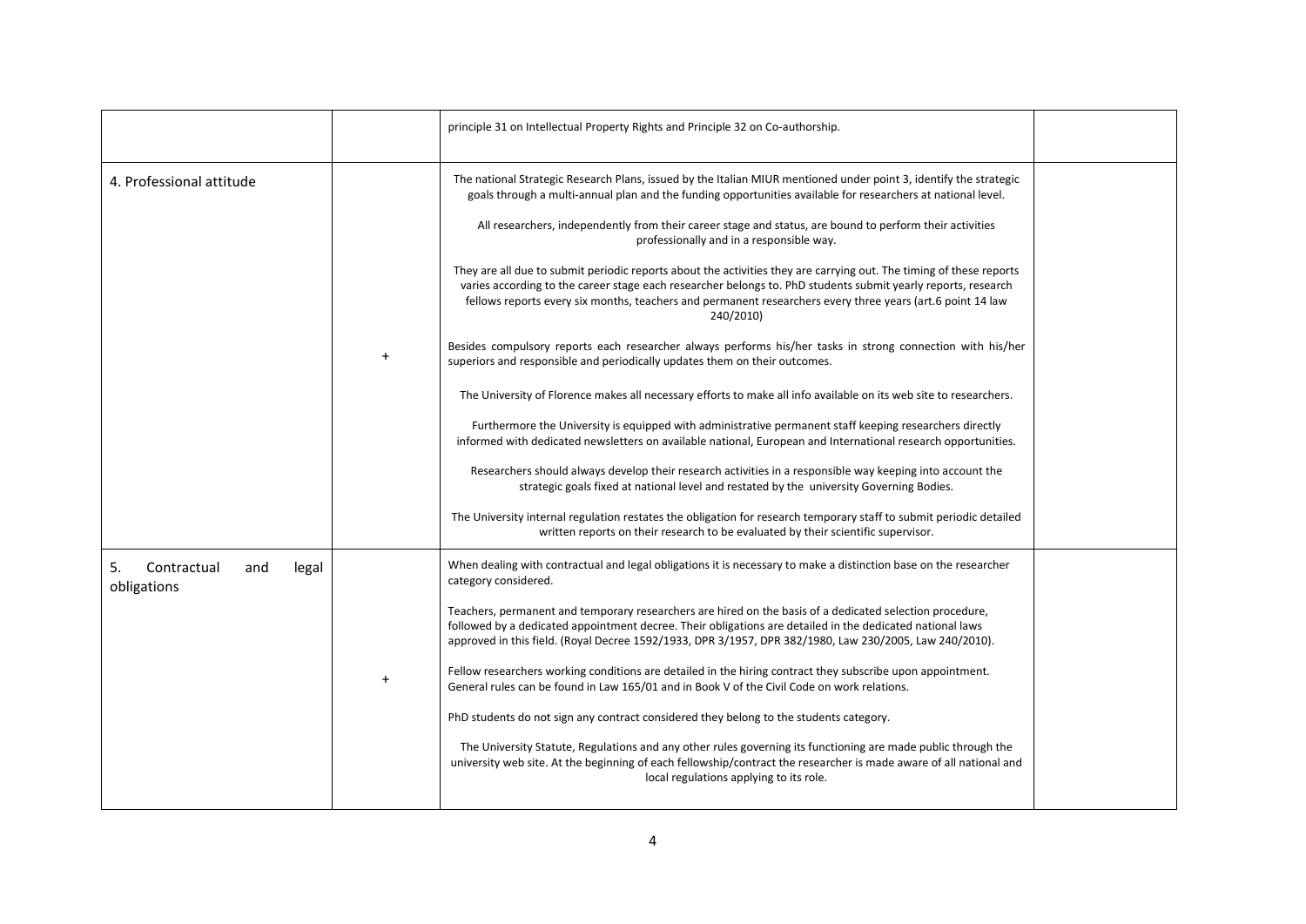| | | | |
|---|---|---|---|
| | | principle 31 on Intellectual Property Rights and Principle 32 on Co-authorship. | |
| 4. Professional attitude | + | The national Strategic Research Plans, issued by the Italian MIUR mentioned under point 3, identify the strategic goals through a multi-annual plan and the funding opportunities available for researchers at national level.<br><br>All researchers, independently from their career stage and status, are bound to perform their activities professionally and in a responsible way.<br><br>They are all due to submit periodic reports about the activities they are carrying out. The timing of these reports varies according to the career stage each researcher belongs to. PhD students submit yearly reports, research fellows reports every six months, teachers and permanent researchers every three years (art.6 point 14 law 240/2010)<br><br>Besides compulsory reports each researcher always performs his/her tasks in strong connection with his/her superiors and responsible and periodically updates them on their outcomes.<br><br>The University of Florence makes all necessary efforts to make all info available on its web site to researchers.<br><br>Furthermore the University is equipped with administrative permanent staff keeping researchers directly informed with dedicated newsletters on available national, European and International research opportunities.<br><br>Researchers should always develop their research activities in a responsible way keeping into account the strategic goals fixed at national level and restated by the university Governing Bodies.<br><br>The University internal regulation restates the obligation for research temporary staff to submit periodic detailed written reports on their research to be evaluated by their scientific supervisor. | |
| 5. Contractual and legal obligations | + | When dealing with contractual and legal obligations it is necessary to make a distinction base on the researcher category considered.<br><br>Teachers, permanent and temporary researchers are hired on the basis of a dedicated selection procedure, followed by a dedicated appointment decree. Their obligations are detailed in the dedicated national laws approved in this field. (Royal Decree 1592/1933, DPR 3/1957, DPR 382/1980, Law 230/2005, Law 240/2010).<br><br>Fellow researchers working conditions are detailed in the hiring contract they subscribe upon appointment. General rules can be found in Law 165/01 and in Book V of the Civil Code on work relations.<br><br>PhD students do not sign any contract considered they belong to the students category.<br><br>The University Statute, Regulations and any other rules governing its functioning are made public through the university web site. At the beginning of each fellowship/contract the researcher is made aware of all national and local regulations applying to its role. | |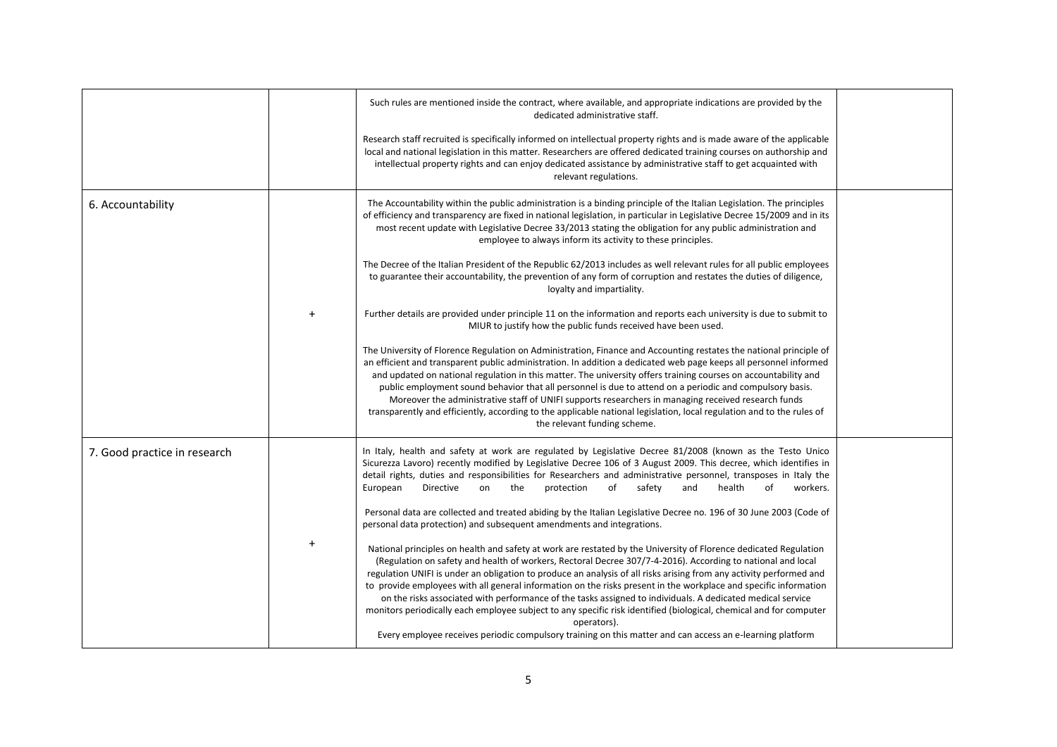| | | | |
|---|---|---|---|
| | | Such rules are mentioned inside the contract, where available, and appropriate indications are provided by the dedicated administrative staff.<br><br>Research staff recruited is specifically informed on intellectual property rights and is made aware of the applicable local and national legislation in this matter. Researchers are offered dedicated training courses on authorship and intellectual property rights and can enjoy dedicated assistance by administrative staff to get acquainted with relevant regulations. | |
| 6. Accountability | + | The Accountability within the public administration is a binding principle of the Italian Legislation. The principles of efficiency and transparency are fixed in national legislation, in particular in Legislative Decree 15/2009 and in its most recent update with Legislative Decree 33/2013 stating the obligation for any public administration and employee to always inform its activity to these principles.<br><br>The Decree of the Italian President of the Republic 62/2013 includes as well relevant rules for all public employees to guarantee their accountability, the prevention of any form of corruption and restates the duties of diligence, loyalty and impartiality.<br><br>Further details are provided under principle 11 on the information and reports each university is due to submit to MIUR to justify how the public funds received have been used.<br><br>The University of Florence Regulation on Administration, Finance and Accounting restates the national principle of an efficient and transparent public administration. In addition a dedicated web page keeps all personnel informed and updated on national regulation in this matter. The university offers training courses on accountability and public employment sound behavior that all personnel is due to attend on a periodic and compulsory basis. Moreover the administrative staff of UNIFI supports researchers in managing received research funds transparently and efficiently, according to the applicable national legislation, local regulation and to the rules of the relevant funding scheme. | |
| 7. Good practice in research | + | In Italy, health and safety at work are regulated by Legislative Decree 81/2008 (known as the Testo Unico Sicurezza Lavoro) recently modified by Legislative Decree 106 of 3 August 2009. This decree, which identifies in detail rights, duties and responsibilities for Researchers and administrative personnel, transposes in Italy the European Directive on the protection of safety and health of workers.<br><br>Personal data are collected and treated abiding by the Italian Legislative Decree no. 196 of 30 June 2003 (Code of personal data protection) and subsequent amendments and integrations.<br><br>National principles on health and safety at work are restated by the University of Florence dedicated Regulation (Regulation on safety and health of workers, Rectoral Decree 307/7-4-2016). According to national and local regulation UNIFI is under an obligation to produce an analysis of all risks arising from any activity performed and to provide employees with all general information on the risks present in the workplace and specific information on the risks associated with performance of the tasks assigned to individuals. A dedicated medical service monitors periodically each employee subject to any specific risk identified (biological, chemical and for computer operators).<br>Every employee receives periodic compulsory training on this matter and can access an e-learning platform | |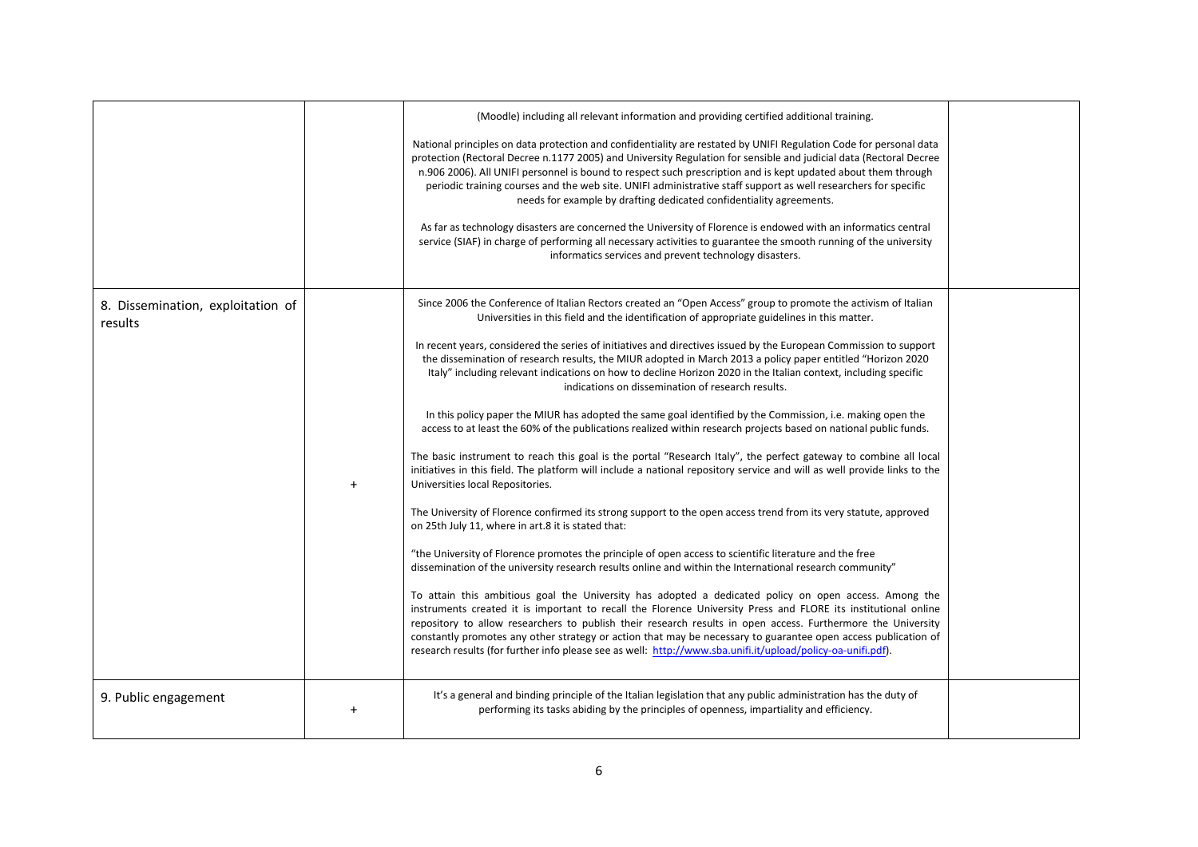| | | | |
|---|---|---|---|
| | | (Moodle) including all relevant information and providing certified additional training.<br><br>National principles on data protection and confidentiality are restated by UNIFI Regulation Code for personal data protection (Rectoral Decree n.1177 2005) and University Regulation for sensible and judicial data (Rectoral Decree n.906 2006). All UNIFI personnel is bound to respect such prescription and is kept updated about them through periodic training courses and the web site. UNIFI administrative staff support as well researchers for specific needs for example by drafting dedicated confidentiality agreements.<br><br>As far as technology disasters are concerned the University of Florence is endowed with an informatics central service (SIAF) in charge of performing all necessary activities to guarantee the smooth running of the university informatics services and prevent technology disasters. | |
| 8. Dissemination, exploitation of results | + | Since 2006 the Conference of Italian Rectors created an "Open Access" group to promote the activism of Italian Universities in this field and the identification of appropriate guidelines in this matter.<br><br>In recent years, considered the series of initiatives and directives issued by the European Commission to support the dissemination of research results, the MIUR adopted in March 2013 a policy paper entitled "Horizon 2020 Italy" including relevant indications on how to decline Horizon 2020 in the Italian context, including specific indications on dissemination of research results.<br><br>In this policy paper the MIUR has adopted the same goal identified by the Commission, i.e. making open the access to at least the 60% of the publications realized within research projects based on national public funds.<br><br>The basic instrument to reach this goal is the portal "Research Italy", the perfect gateway to combine all local initiatives in this field. The platform will include a national repository service and will as well provide links to the Universities local Repositories.<br><br>The University of Florence confirmed its strong support to the open access trend from its very statute, approved on 25th July 11, where in art.8 it is stated that:<br><br>"the University of Florence promotes the principle of open access to scientific literature and the free dissemination of the university research results online and within the International research community"<br><br>To attain this ambitious goal the University has adopted a dedicated policy on open access. Among the instruments created it is important to recall the Florence University Press and FLORE its institutional online repository to allow researchers to publish their research results in open access. Furthermore the University constantly promotes any other strategy or action that may be necessary to guarantee open access publication of research results (for further info please see as well: [http://www.sba.unifi.it/upload/policy-oa-unifi.pdf](http://www.sba.unifi.it/upload/policy-oa-unifi.pdf)). | |
| 9. Public engagement | + | It's a general and binding principle of the Italian legislation that any public administration has the duty of performing its tasks abiding by the principles of openness, impartiality and efficiency. | |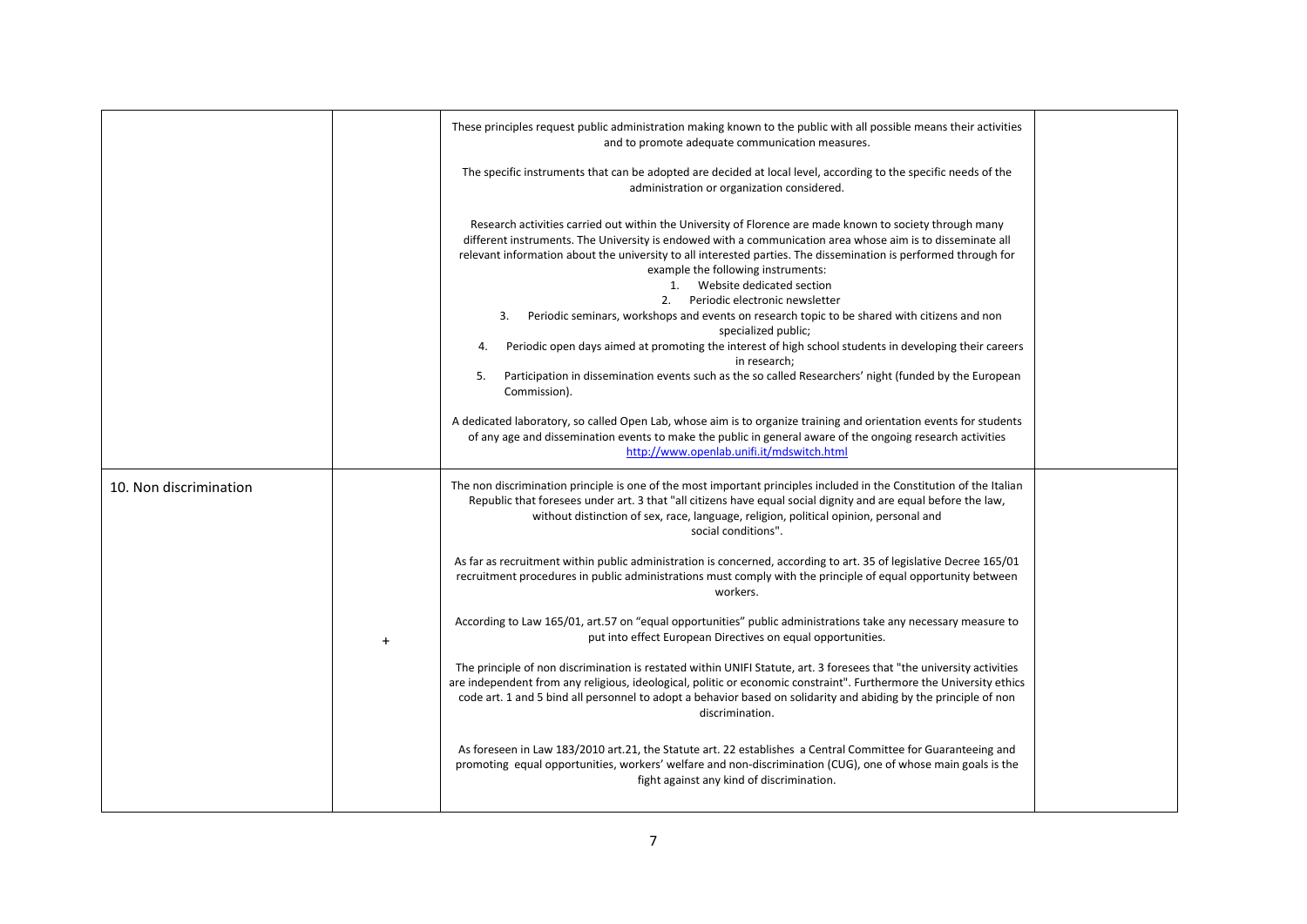| | | | |
|---|---|---|---|
| | | These principles request public administration making known to the public with all possible means their activities and to promote adequate communication measures.<br><br>The specific instruments that can be adopted are decided at local level, according to the specific needs of the administration or organization considered.<br><br>Research activities carried out within the University of Florence are made known to society through many different instruments. The University is endowed with a communication area whose aim is to disseminate all relevant information about the university to all interested parties. The dissemination is performed through for example the following instruments:<br>1. Website dedicated section<br>2. Periodic electronic newsletter<br>3. Periodic seminars, workshops and events on research topic to be shared with citizens and non specialized public;<br>4. Periodic open days aimed at promoting the interest of high school students in developing their careers in research;<br>5. Participation in dissemination events such as the so called Researchers' night (funded by the European Commission).<br><br>A dedicated laboratory, so called Open Lab, whose aim is to organize training and orientation events for students of any age and dissemination events to make the public in general aware of the ongoing research activities http://www.openlab.unifi.it/mdswitch.html | |
| 10. Non discrimination | + | The non discrimination principle is one of the most important principles included in the Constitution of the Italian Republic that foresees under art. 3 that "all citizens have equal social dignity and are equal before the law, without distinction of sex, race, language, religion, political opinion, personal and social conditions".<br><br>As far as recruitment within public administration is concerned, according to art. 35 of legislative Decree 165/01 recruitment procedures in public administrations must comply with the principle of equal opportunity between workers.<br><br>According to Law 165/01, art.57 on "equal opportunities" public administrations take any necessary measure to put into effect European Directives on equal opportunities.<br><br>The principle of non discrimination is restated within UNIFI Statute, art. 3 foresees that "the university activities are independent from any religious, ideological, politic or economic constraint". Furthermore the University ethics code art. 1 and 5 bind all personnel to adopt a behavior based on solidarity and abiding by the principle of non discrimination.<br><br>As foreseen in Law 183/2010 art.21, the Statute art. 22 establishes a Central Committee for Guaranteeing and promoting equal opportunities, workers' welfare and non-discrimination (CUG), one of whose main goals is the fight against any kind of discrimination. | |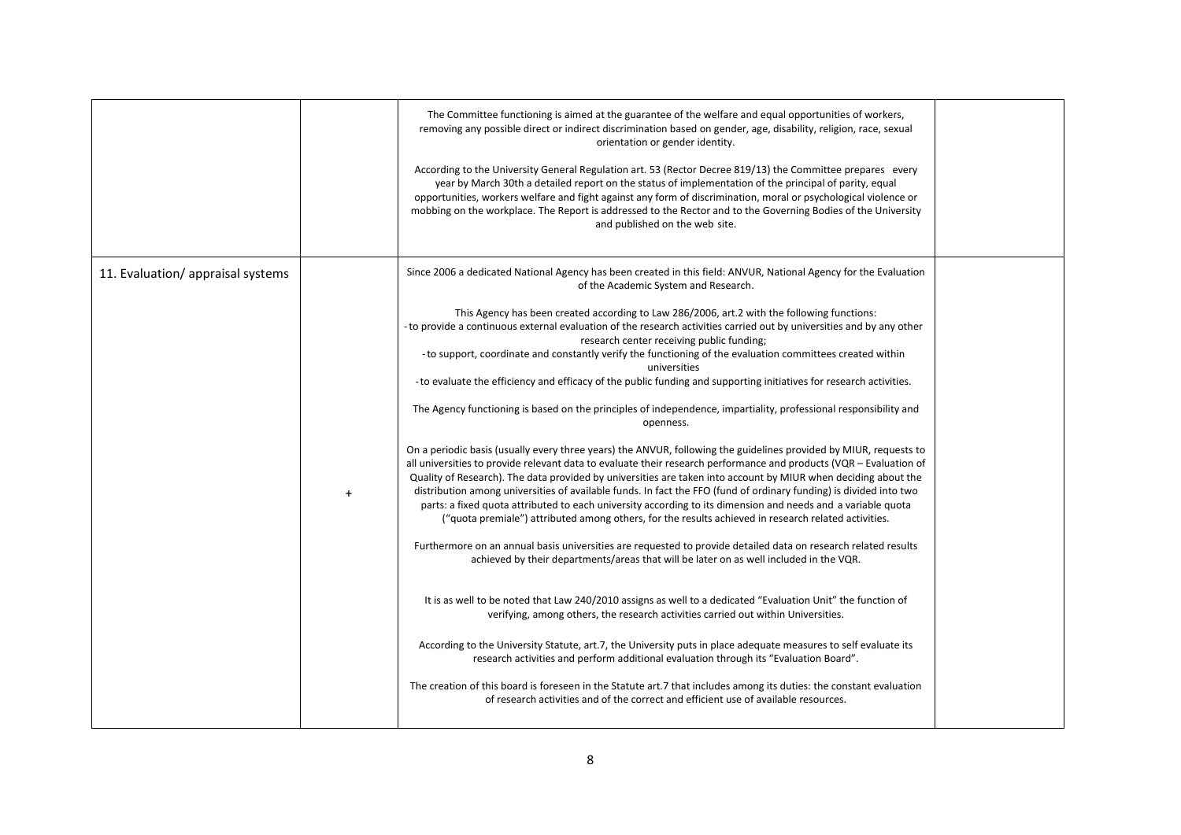| | | | |
|---|---|---|---|
| | | The Committee functioning is aimed at the guarantee of the welfare and equal opportunities of workers, removing any possible direct or indirect discrimination based on gender, age, disability, religion, race, sexual orientation or gender identity.<br><br>According to the University General Regulation art. 53 (Rector Decree 819/13) the Committee prepares every year by March 30th a detailed report on the status of implementation of the principal of parity, equal opportunities, workers welfare and fight against any form of discrimination, moral or psychological violence or mobbing on the workplace. The Report is addressed to the Rector and to the Governing Bodies of the University and published on the web site. | |
| 11. Evaluation/ appraisal systems | + | Since 2006 a dedicated National Agency has been created in this field: ANVUR, National Agency for the Evaluation of the Academic System and Research.<br><br>This Agency has been created according to Law 286/2006, art.2 with the following functions:<br>- to provide a continuous external evaluation of the research activities carried out by universities and by any other research center receiving public funding;<br>- to support, coordinate and constantly verify the functioning of the evaluation committees created within universities<br>- to evaluate the efficiency and efficacy of the public funding and supporting initiatives for research activities.<br><br>The Agency functioning is based on the principles of independence, impartiality, professional responsibility and openness.<br><br>On a periodic basis (usually every three years) the ANVUR, following the guidelines provided by MIUR, requests to all universities to provide relevant data to evaluate their research performance and products (VQR – Evaluation of Quality of Research). The data provided by universities are taken into account by MIUR when deciding about the distribution among universities of available funds. In fact the FFO (fund of ordinary funding) is divided into two parts: a fixed quota attributed to each university according to its dimension and needs and a variable quota ("quota premiale") attributed among others, for the results achieved in research related activities.<br><br>Furthermore on an annual basis universities are requested to provide detailed data on research related results achieved by their departments/areas that will be later on as well included in the VQR.<br><br>It is as well to be noted that Law 240/2010 assigns as well to a dedicated "Evaluation Unit" the function of verifying, among others, the research activities carried out within Universities.<br><br>According to the University Statute, art.7, the University puts in place adequate measures to self evaluate its research activities and perform additional evaluation through its "Evaluation Board".<br><br>The creation of this board is foreseen in the Statute art.7 that includes among its duties: the constant evaluation of research activities and of the correct and efficient use of available resources. | |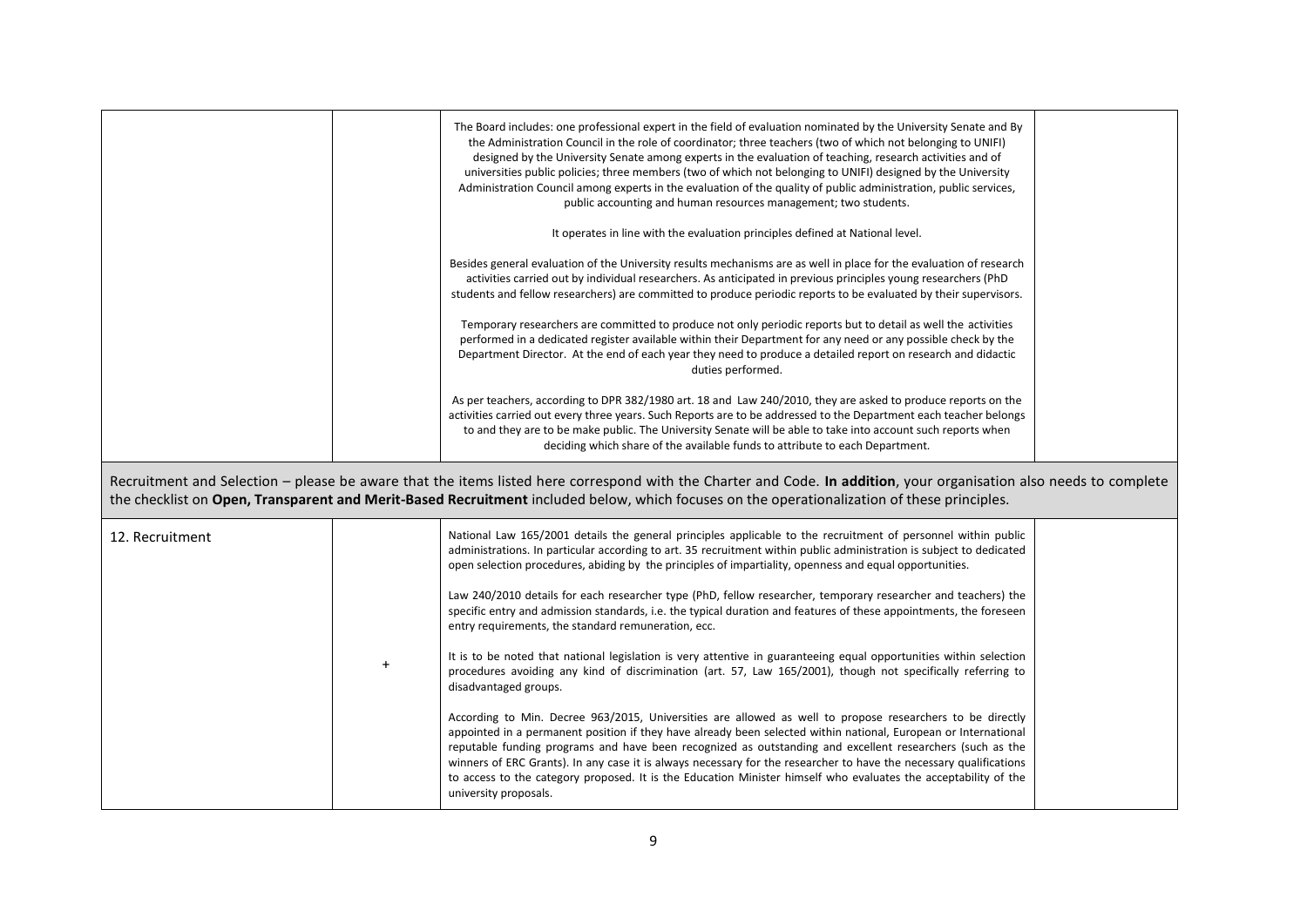| | | | |
|---|---|---|---|
| | | The Board includes: one professional expert in the field of evaluation nominated by the University Senate and By the Administration Council in the role of coordinator; three teachers (two of which not belonging to UNIFI) designed by the University Senate among experts in the evaluation of teaching, research activities and of universities public policies; three members (two of which not belonging to UNIFI) designed by the University Administration Council among experts in the evaluation of the quality of public administration, public services, public accounting and human resources management; two students.<br><br>It operates in line with the evaluation principles defined at National level.<br><br>Besides general evaluation of the University results mechanisms are as well in place for the evaluation of research activities carried out by individual researchers. As anticipated in previous principles young researchers (PhD students and fellow researchers) are committed to produce periodic reports to be evaluated by their supervisors.<br><br>Temporary researchers are committed to produce not only periodic reports but to detail as well the activities performed in a dedicated register available within their Department for any need or any possible check by the Department Director. At the end of each year they need to produce a detailed report on research and didactic duties performed.<br><br>As per teachers, according to DPR 382/1980 art. 18 and Law 240/2010, they are asked to produce reports on the activities carried out every three years. Such Reports are to be addressed to the Department each teacher belongs to and they are to be make public. The University Senate will be able to take into account such reports when deciding which share of the available funds to attribute to each Department. | |

Recruitment and Selection – please be aware that the items listed here correspond with the Charter and Code. **In addition**, your organisation also needs to complete the checklist on **Open, Transparent and Merit-Based Recruitment** included below, which focuses on the operationalization of these principles.

| | | | |
|---|---|---|---|
| 12. Recruitment | + | National Law 165/2001 details the general principles applicable to the recruitment of personnel within public administrations. In particular according to art. 35 recruitment within public administration is subject to dedicated open selection procedures, abiding by the principles of impartiality, openness and equal opportunities.<br><br>Law 240/2010 details for each researcher type (PhD, fellow researcher, temporary researcher and teachers) the specific entry and admission standards, i.e. the typical duration and features of these appointments, the foreseen entry requirements, the standard remuneration, ecc.<br><br>It is to be noted that national legislation is very attentive in guaranteeing equal opportunities within selection procedures avoiding any kind of discrimination (art. 57, Law 165/2001), though not specifically referring to disadvantaged groups.<br><br>According to Min. Decree 963/2015, Universities are allowed as well to propose researchers to be directly appointed in a permanent position if they have already been selected within national, European or International reputable funding programs and have been recognized as outstanding and excellent researchers (such as the winners of ERC Grants). In any case it is always necessary for the researcher to have the necessary qualifications to access to the category proposed. It is the Education Minister himself who evaluates the acceptability of the university proposals. | |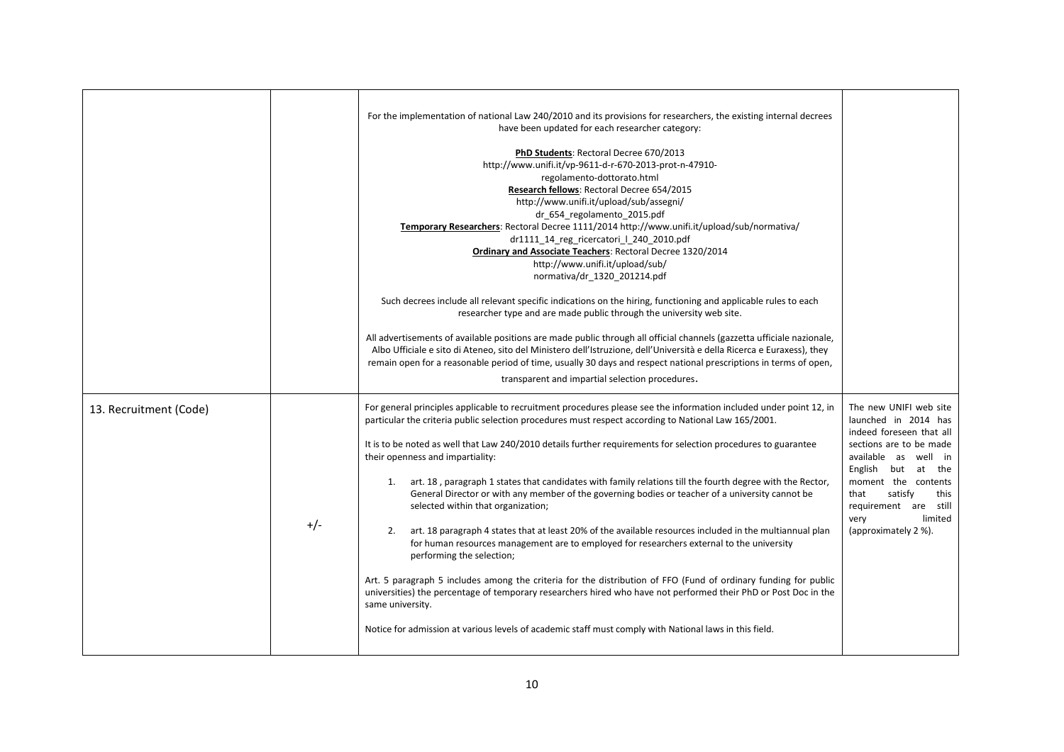| | | | |
|---|---|---|---|
| | | For the implementation of national Law 240/2010 and its provisions for researchers, the existing internal decrees have been updated for each researcher category:<br><br>**PhD Students**: Rectoral Decree 670/2013 http://www.unifi.it/vp-9611-d-r-670-2013-prot-n-47910-regolamento-dottorato.html<br>**Research fellows**: Rectoral Decree 654/2015 http://www.unifi.it/upload/sub/assegni/dr_654_regolamento_2015.pdf<br>**Temporary Researchers**: Rectoral Decree 1111/2014 http://www.unifi.it/upload/sub/normativa/dr1111_14_reg_ricercatori_l_240_2010.pdf<br>**Ordinary and Associate Teachers**: Rectoral Decree 1320/2014 http://www.unifi.it/upload/sub/normativa/dr_1320_201214.pdf<br><br>Such decrees include all relevant specific indications on the hiring, functioning and applicable rules to each researcher type and are made public through the university web site.<br><br>All advertisements of available positions are made public through all official channels (gazzetta ufficiale nazionale, Albo Ufficiale e sito di Ateneo, sito del Ministero dell'Istruzione, dell'Università e della Ricerca e Euraxess), they remain open for a reasonable period of time, usually 30 days and respect national prescriptions in terms of open, transparent and impartial selection procedures. | |
| 13. Recruitment (Code) | +/- | For general principles applicable to recruitment procedures please see the information included under point 12, in particular the criteria public selection procedures must respect according to National Law 165/2001.<br><br>It is to be noted as well that Law 240/2010 details further requirements for selection procedures to guarantee their openness and impartiality:<br><br>1. art. 18 , paragraph 1 states that candidates with family relations till the fourth degree with the Rector, General Director or with any member of the governing bodies or teacher of a university cannot be selected within that organization;<br>2. art. 18 paragraph 4 states that at least 20% of the available resources included in the multiannual plan for human resources management are to employed for researchers external to the university performing the selection;<br><br>Art. 5 paragraph 5 includes among the criteria for the distribution of FFO (Fund of ordinary funding for public universities) the percentage of temporary researchers hired who have not performed their PhD or Post Doc in the same university.<br><br>Notice for admission at various levels of academic staff must comply with National laws in this field. | The new UNIFI web site launched in 2014 has indeed foreseen that all sections are to be made available as well in English but at the moment the contents that satisfy this requirement are still very limited (approximately 2 %). |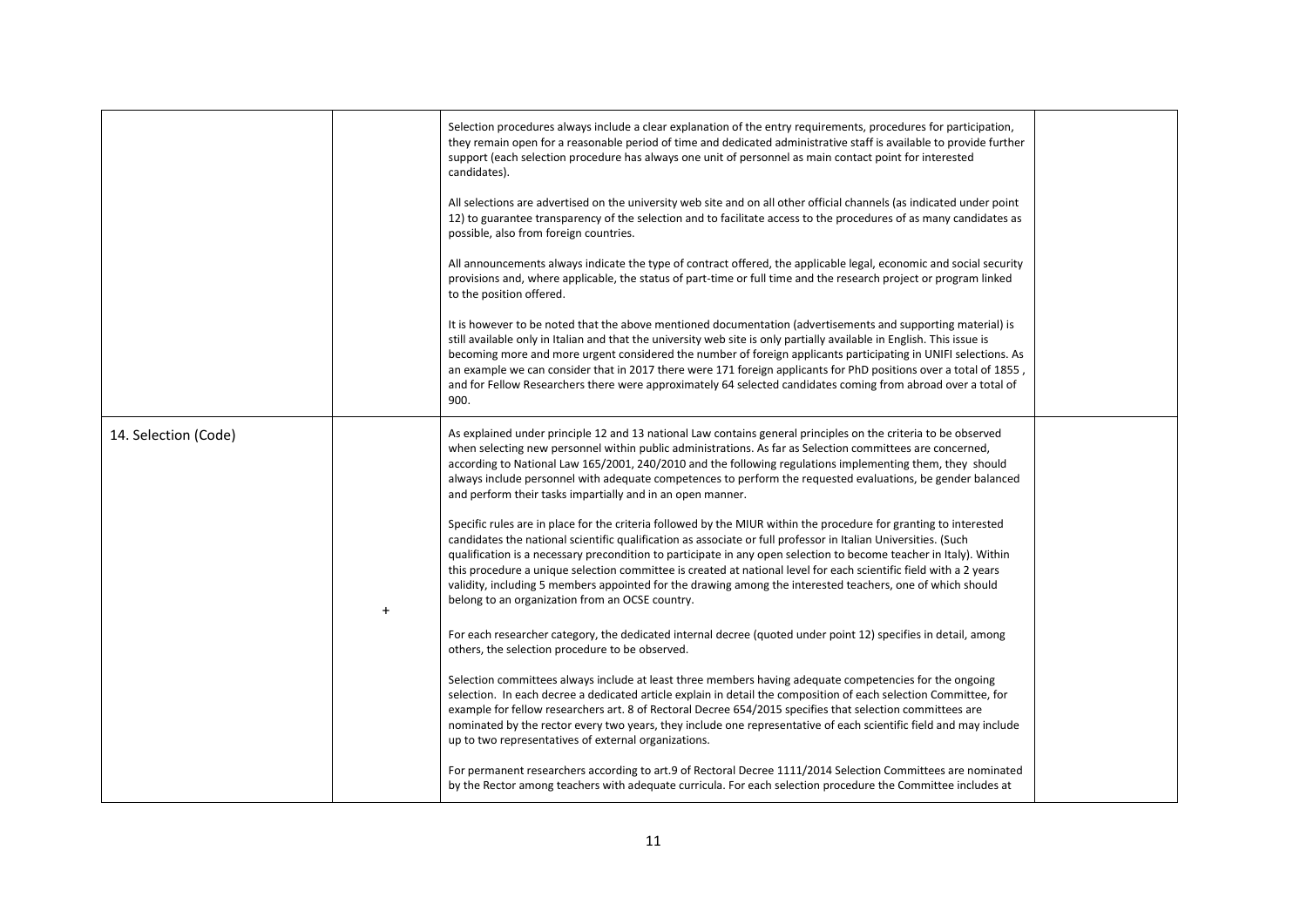| | | | |
|---|---|---|---|
| | | Selection procedures always include a clear explanation of the entry requirements, procedures for participation, they remain open for a reasonable period of time and dedicated administrative staff is available to provide further support (each selection procedure has always one unit of personnel as main contact point for interested candidates).<br><br>All selections are advertised on the university web site and on all other official channels (as indicated under point 12) to guarantee transparency of the selection and to facilitate access to the procedures of as many candidates as possible, also from foreign countries.<br><br>All announcements always indicate the type of contract offered, the applicable legal, economic and social security provisions and, where applicable, the status of part-time or full time and the research project or program linked to the position offered.<br><br>It is however to be noted that the above mentioned documentation (advertisements and supporting material) is still available only in Italian and that the university web site is only partially available in English. This issue is becoming more and more urgent considered the number of foreign applicants participating in UNIFI selections. As an example we can consider that in 2017 there were 171 foreign applicants for PhD positions over a total of 1855 , and for Fellow Researchers there were approximately 64 selected candidates coming from abroad over a total of 900. | |
| 14. Selection (Code) | + | As explained under principle 12 and 13 national Law contains general principles on the criteria to be observed when selecting new personnel within public administrations. As far as Selection committees are concerned, according to National Law 165/2001, 240/2010 and the following regulations implementing them, they should always include personnel with adequate competences to perform the requested evaluations, be gender balanced and perform their tasks impartially and in an open manner.<br><br>Specific rules are in place for the criteria followed by the MIUR within the procedure for granting to interested candidates the national scientific qualification as associate or full professor in Italian Universities. (Such qualification is a necessary precondition to participate in any open selection to become teacher in Italy). Within this procedure a unique selection committee is created at national level for each scientific field with a 2 years validity, including 5 members appointed for the drawing among the interested teachers, one of which should belong to an organization from an OCSE country.<br><br>For each researcher category, the dedicated internal decree (quoted under point 12) specifies in detail, among others, the selection procedure to be observed.<br><br>Selection committees always include at least three members having adequate competencies for the ongoing selection. In each decree a dedicated article explain in detail the composition of each selection Committee, for example for fellow researchers art. 8 of Rectoral Decree 654/2015 specifies that selection committees are nominated by the rector every two years, they include one representative of each scientific field and may include up to two representatives of external organizations.<br><br>For permanent researchers according to art.9 of Rectoral Decree 1111/2014 Selection Committees are nominated by the Rector among teachers with adequate curricula. For each selection procedure the Committee includes at | |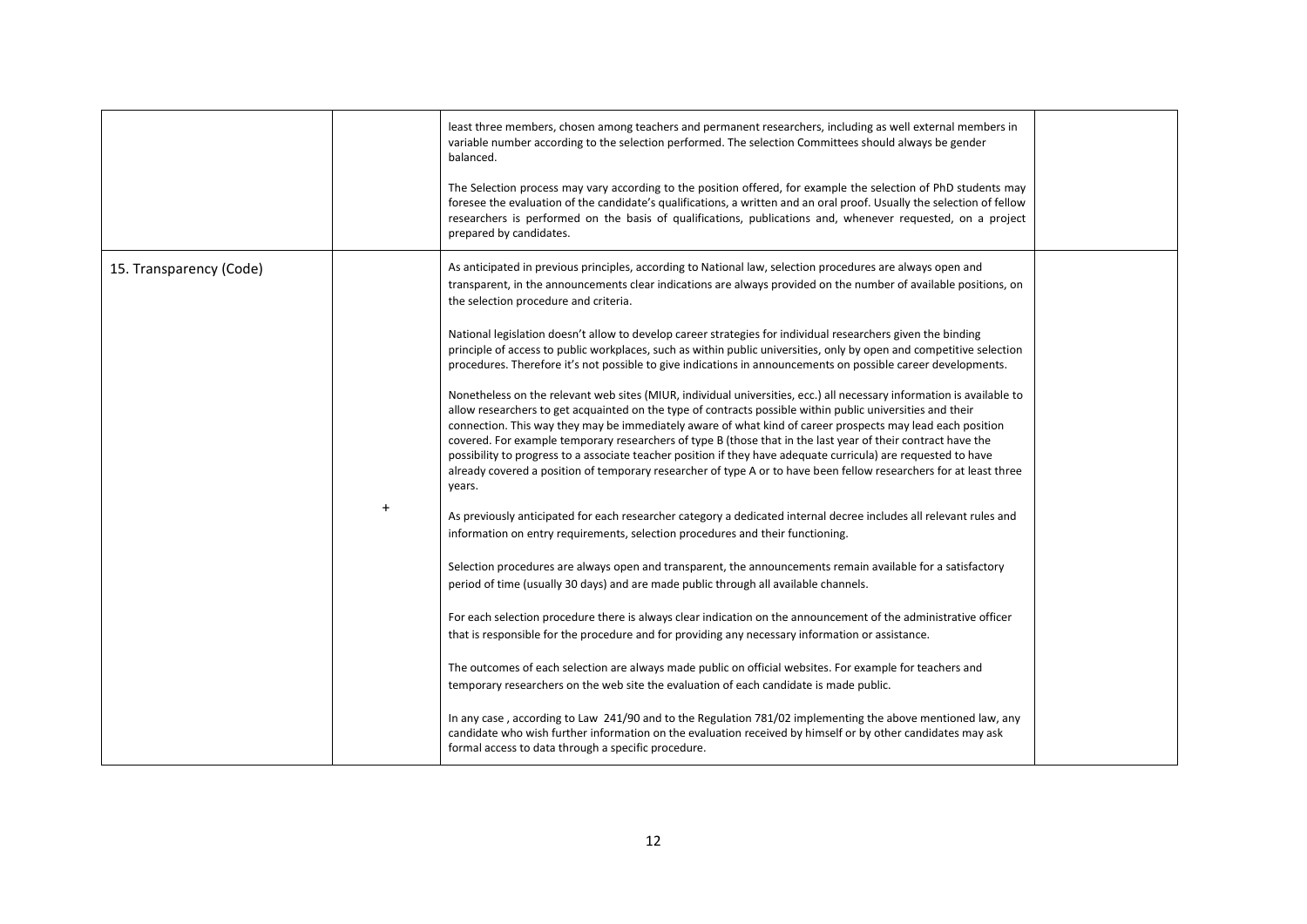| | | | |
|---|---|---|---|
| | | least three members, chosen among teachers and permanent researchers, including as well external members in variable number according to the selection performed. The selection Committees should always be gender balanced.<br><br>The Selection process may vary according to the position offered, for example the selection of PhD students may foresee the evaluation of the candidate's qualifications, a written and an oral proof. Usually the selection of fellow researchers is performed on the basis of qualifications, publications and, whenever requested, on a project prepared by candidates. | |
| 15. Transparency (Code) | + | As anticipated in previous principles, according to National law, selection procedures are always open and transparent, in the announcements clear indications are always provided on the number of available positions, on the selection procedure and criteria.<br><br>National legislation doesn't allow to develop career strategies for individual researchers given the binding principle of access to public workplaces, such as within public universities, only by open and competitive selection procedures. Therefore it's not possible to give indications in announcements on possible career developments.<br><br>Nonetheless on the relevant web sites (MIUR, individual universities, ecc.) all necessary information is available to allow researchers to get acquainted on the type of contracts possible within public universities and their connection. This way they may be immediately aware of what kind of career prospects may lead each position covered. For example temporary researchers of type B (those that in the last year of their contract have the possibility to progress to a associate teacher position if they have adequate curricula) are requested to have already covered a position of temporary researcher of type A or to have been fellow researchers for at least three years.<br><br>As previously anticipated for each researcher category a dedicated internal decree includes all relevant rules and information on entry requirements, selection procedures and their functioning.<br><br>Selection procedures are always open and transparent, the announcements remain available for a satisfactory period of time (usually 30 days) and are made public through all available channels.<br><br>For each selection procedure there is always clear indication on the announcement of the administrative officer that is responsible for the procedure and for providing any necessary information or assistance.<br><br>The outcomes of each selection are always made public on official websites. For example for teachers and temporary researchers on the web site the evaluation of each candidate is made public.<br><br>In any case , according to Law 241/90 and to the Regulation 781/02 implementing the above mentioned law, any candidate who wish further information on the evaluation received by himself or by other candidates may ask formal access to data through a specific procedure. | |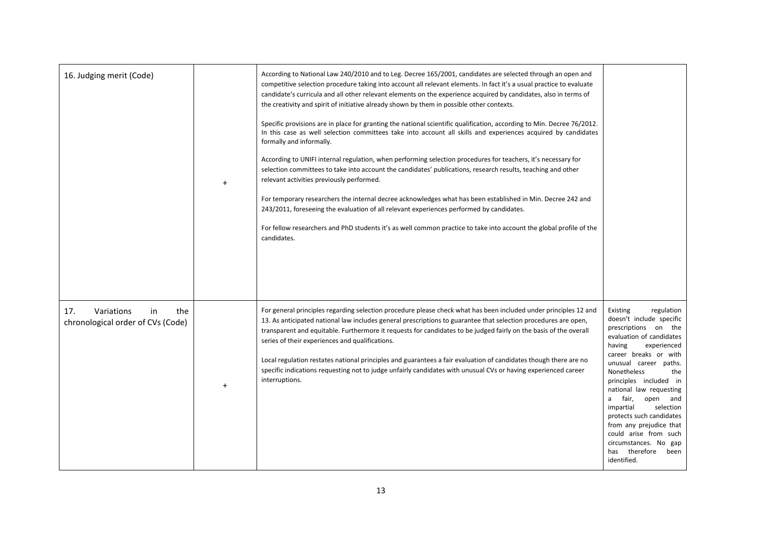| | | | |
|---|---|---|---|
| 16. Judging merit (Code) | + | According to National Law 240/2010 and to Leg. Decree 165/2001, candidates are selected through an open and competitive selection procedure taking into account all relevant elements. In fact it's a usual practice to evaluate candidate's curricula and all other relevant elements on the experience acquired by candidates, also in terms of the creativity and spirit of initiative already shown by them in possible other contexts.<br><br>Specific provisions are in place for granting the national scientific qualification, according to Min. Decree 76/2012. In this case as well selection committees take into account all skills and experiences acquired by candidates formally and informally.<br><br>According to UNIFI internal regulation, when performing selection procedures for teachers, it's necessary for selection committees to take into account the candidates' publications, research results, teaching and other relevant activities previously performed.<br><br>For temporary researchers the internal decree acknowledges what has been established in Min. Decree 242 and 243/2011, foreseeing the evaluation of all relevant experiences performed by candidates.<br><br>For fellow researchers and PhD students it's as well common practice to take into account the global profile of the candidates. | |
| 17. Variations in the chronological order of CVs (Code) | + | For general principles regarding selection procedure please check what has been included under principles 12 and 13. As anticipated national law includes general prescriptions to guarantee that selection procedures are open, transparent and equitable. Furthermore it requests for candidates to be judged fairly on the basis of the overall series of their experiences and qualifications.<br><br>Local regulation restates national principles and guarantees a fair evaluation of candidates though there are no specific indications requesting not to judge unfairly candidates with unusual CVs or having experienced career interruptions. | Existing regulation doesn't include specific prescriptions on the evaluation of candidates having experienced career breaks or with unusual career paths. Nonetheless the principles included in national law requesting a fair, open and impartial selection protects such candidates from any prejudice that could arise from such circumstances. No gap has therefore been identified. |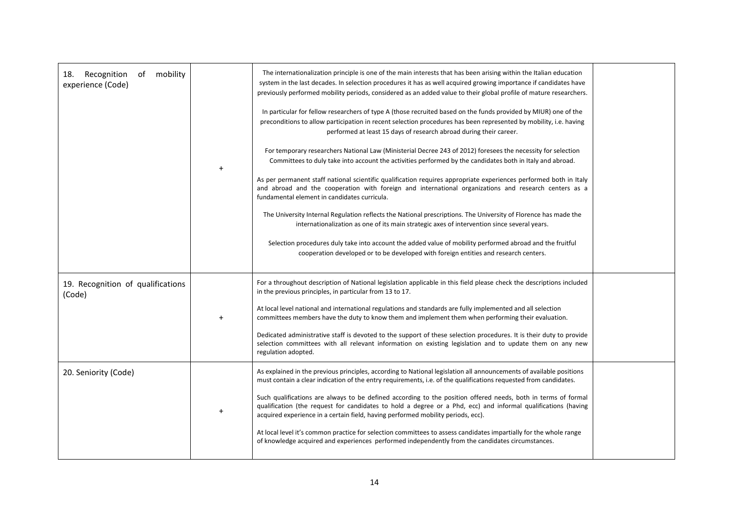| | | | |
|---|---|---|---|
| 18. Recognition of mobility experience (Code) | + | The internationalization principle is one of the main interests that has been arising within the Italian education system in the last decades. In selection procedures it has as well acquired growing importance if candidates have previously performed mobility periods, considered as an added value to their global profile of mature researchers.<br><br>In particular for fellow researchers of type A (those recruited based on the funds provided by MIUR) one of the preconditions to allow participation in recent selection procedures has been represented by mobility, i.e. having performed at least 15 days of research abroad during their career.<br><br>For temporary researchers National Law (Ministerial Decree 243 of 2012) foresees the necessity for selection Committees to duly take into account the activities performed by the candidates both in Italy and abroad.<br><br>As per permanent staff national scientific qualification requires appropriate experiences performed both in Italy and abroad and the cooperation with foreign and international organizations and research centers as a fundamental element in candidates curricula.<br><br>The University Internal Regulation reflects the National prescriptions. The University of Florence has made the internationalization as one of its main strategic axes of intervention since several years.<br><br>Selection procedures duly take into account the added value of mobility performed abroad and the fruitful cooperation developed or to be developed with foreign entities and research centers. | |
| 19. Recognition of qualifications (Code) | + | For a throughout description of National legislation applicable in this field please check the descriptions included in the previous principles, in particular from 13 to 17.<br><br>At local level national and international regulations and standards are fully implemented and all selection committees members have the duty to know them and implement them when performing their evaluation.<br><br>Dedicated administrative staff is devoted to the support of these selection procedures. It is their duty to provide selection committees with all relevant information on existing legislation and to update them on any new regulation adopted. | |
| 20. Seniority (Code) | + | As explained in the previous principles, according to National legislation all announcements of available positions must contain a clear indication of the entry requirements, i.e. of the qualifications requested from candidates.<br><br>Such qualifications are always to be defined according to the position offered needs, both in terms of formal qualification (the request for candidates to hold a degree or a Phd, ecc) and informal qualifications (having acquired experience in a certain field, having performed mobility periods, ecc).<br><br>At local level it's common practice for selection committees to assess candidates impartially for the whole range of knowledge acquired and experiences performed independently from the candidates circumstances. | |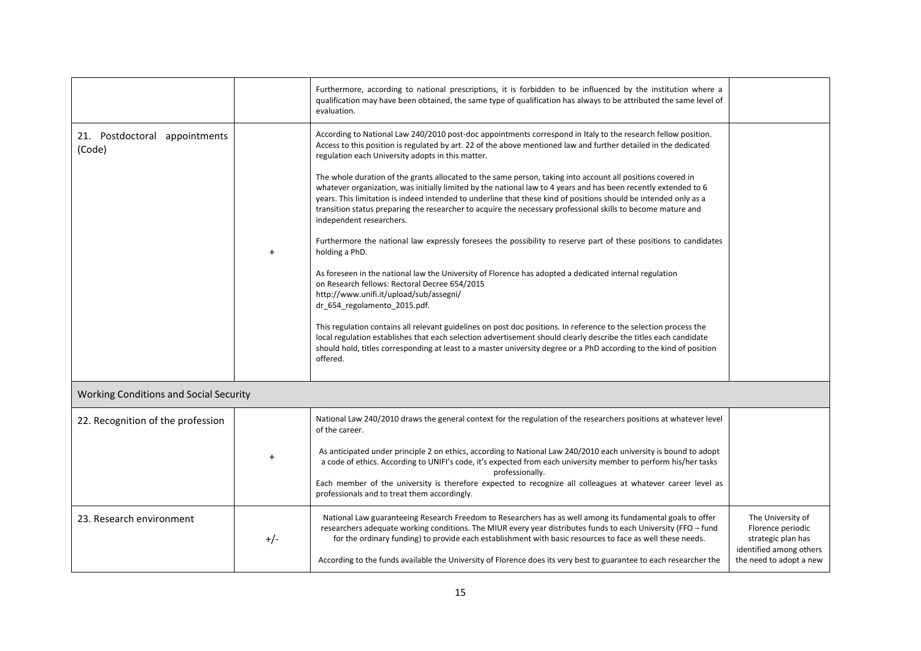| | | | |
|---|---|---|---|
| | | Furthermore, according to national prescriptions, it is forbidden to be influenced by the institution where a qualification may have been obtained, the same type of qualification has always to be attributed the same level of evaluation. | |
| 21. Postdoctoral appointments (Code) | + | According to National Law 240/2010 post-doc appointments correspond in Italy to the research fellow position. Access to this position is regulated by art. 22 of the above mentioned law and further detailed in the dedicated regulation each University adopts in this matter.<br><br>The whole duration of the grants allocated to the same person, taking into account all positions covered in whatever organization, was initially limited by the national law to 4 years and has been recently extended to 6 years. This limitation is indeed intended to underline that these kind of positions should be intended only as a transition status preparing the researcher to acquire the necessary professional skills to become mature and independent researchers.<br><br>Furthermore the national law expressly foresees the possibility to reserve part of these positions to candidates holding a PhD.<br><br>As foreseen in the national law the University of Florence has adopted a dedicated internal regulation on Research fellows: Rectoral Decree 654/2015 http://www.unifi.it/upload/sub/assegni/ dr_654_regolamento_2015.pdf.<br><br>This regulation contains all relevant guidelines on post doc positions. In reference to the selection process the local regulation establishes that each selection advertisement should clearly describe the titles each candidate should hold, titles corresponding at least to a master university degree or a PhD according to the kind of position offered. | |
| **Working Conditions and Social Security** | | | |
| 22. Recognition of the profession | + | National Law 240/2010 draws the general context for the regulation of the researchers positions at whatever level of the career.<br><br>As anticipated under principle 2 on ethics, according to National Law 240/2010 each university is bound to adopt a code of ethics. According to UNIFI's code, it's expected from each university member to perform his/her tasks professionally.<br>Each member of the university is therefore expected to recognize all colleagues at whatever career level as professionals and to treat them accordingly. | |
| 23. Research environment | +/- | National Law guaranteeing Research Freedom to Researchers has as well among its fundamental goals to offer researchers adequate working conditions. The MIUR every year distributes funds to each University (FFO – fund for the ordinary funding) to provide each establishment with basic resources to face as well these needs.<br><br>According to the funds available the University of Florence does its very best to guarantee to each researcher the | The University of Florence periodic strategic plan has identified among others the need to adopt a new |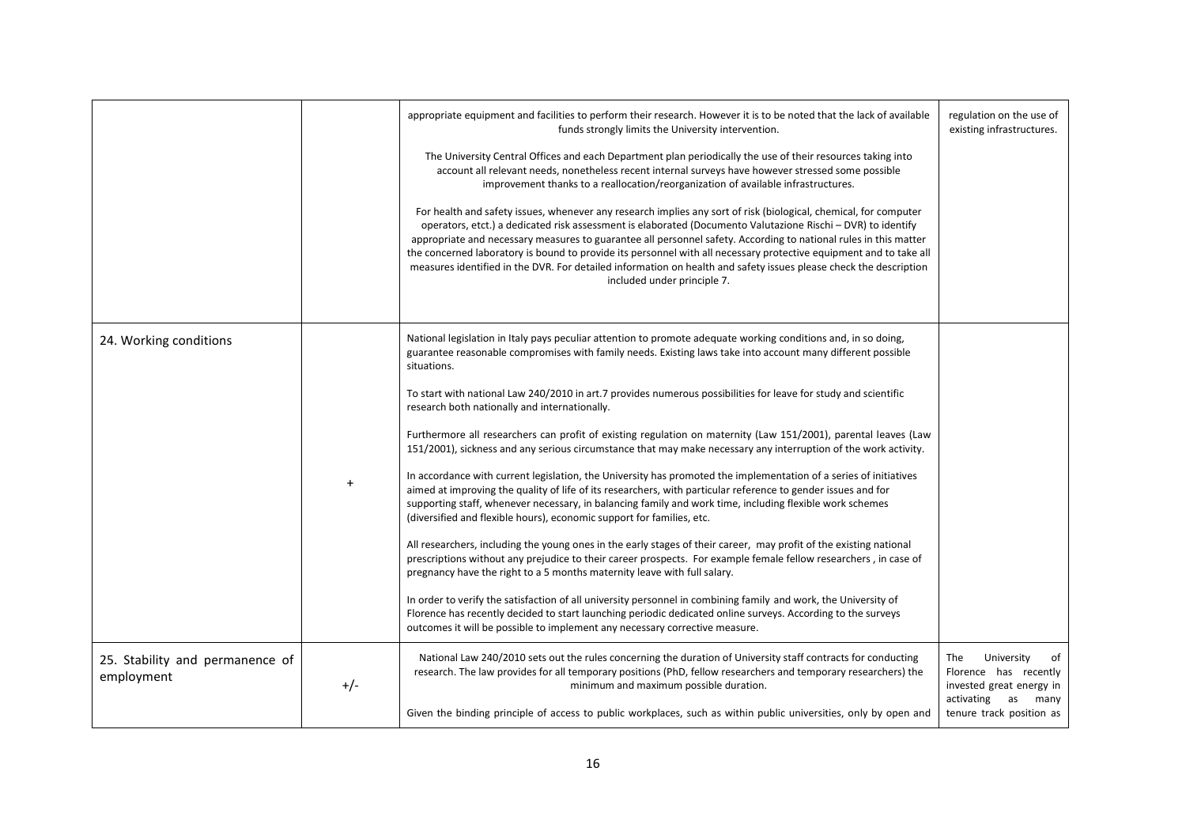| | | | |
|---|---|---|---|
| | | appropriate equipment and facilities to perform their research. However it is to be noted that the lack of available funds strongly limits the University intervention.<br><br>The University Central Offices and each Department plan periodically the use of their resources taking into account all relevant needs, nonetheless recent internal surveys have however stressed some possible improvement thanks to a reallocation/reorganization of available infrastructures.<br><br>For health and safety issues, whenever any research implies any sort of risk (biological, chemical, for computer operators, etct.) a dedicated risk assessment is elaborated (Documento Valutazione Rischi – DVR) to identify appropriate and necessary measures to guarantee all personnel safety. According to national rules in this matter the concerned laboratory is bound to provide its personnel with all necessary protective equipment and to take all measures identified in the DVR. For detailed information on health and safety issues please check the description included under principle 7. | regulation on the use of existing infrastructures. |
| 24. Working conditions | + | National legislation in Italy pays peculiar attention to promote adequate working conditions and, in so doing, guarantee reasonable compromises with family needs. Existing laws take into account many different possible situations.<br><br>To start with national Law 240/2010 in art.7 provides numerous possibilities for leave for study and scientific research both nationally and internationally.<br><br>Furthermore all researchers can profit of existing regulation on maternity (Law 151/2001), parental leaves (Law 151/2001), sickness and any serious circumstance that may make necessary any interruption of the work activity.<br><br>In accordance with current legislation, the University has promoted the implementation of a series of initiatives aimed at improving the quality of life of its researchers, with particular reference to gender issues and for supporting staff, whenever necessary, in balancing family and work time, including flexible work schemes (diversified and flexible hours), economic support for families, etc.<br><br>All researchers, including the young ones in the early stages of their career, may profit of the existing national prescriptions without any prejudice to their career prospects. For example female fellow researchers , in case of pregnancy have the right to a 5 months maternity leave with full salary.<br><br>In order to verify the satisfaction of all university personnel in combining family and work, the University of Florence has recently decided to start launching periodic dedicated online surveys. According to the surveys outcomes it will be possible to implement any necessary corrective measure. | |
| 25. Stability and permanence of employment | +/- | National Law 240/2010 sets out the rules concerning the duration of University staff contracts for conducting research. The law provides for all temporary positions (PhD, fellow researchers and temporary researchers) the minimum and maximum possible duration.<br><br>Given the binding principle of access to public workplaces, such as within public universities, only by open and | The University of Florence has recently invested great energy in activating as many tenure track position as |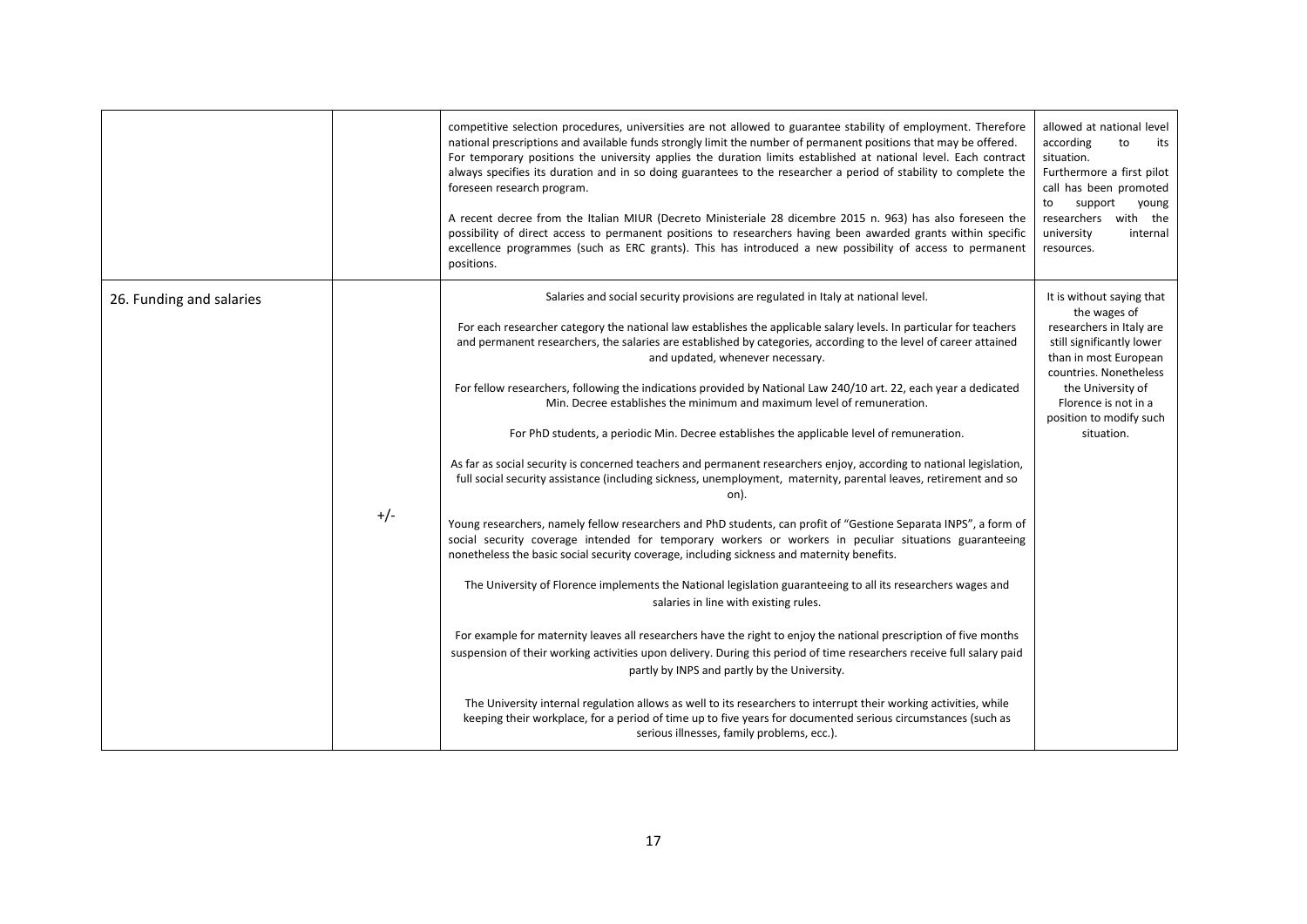| | | | |
|---|---|---|---|
| | | competitive selection procedures, universities are not allowed to guarantee stability of employment. Therefore national prescriptions and available funds strongly limit the number of permanent positions that may be offered. For temporary positions the university applies the duration limits established at national level. Each contract always specifies its duration and in so doing guarantees to the researcher a period of stability to complete the foreseen research program.<br><br>A recent decree from the Italian MIUR (Decreto Ministeriale 28 dicembre 2015 n. 963) has also foreseen the possibility of direct access to permanent positions to researchers having been awarded grants within specific excellence programmes (such as ERC grants). This has introduced a new possibility of access to permanent positions. | allowed at national level according to its situation.<br>Furthermore a first pilot call has been promoted to support young researchers with the university internal resources. |
| 26. Funding and salaries | +/- | Salaries and social security provisions are regulated in Italy at national level.<br><br>For each researcher category the national law establishes the applicable salary levels. In particular for teachers and permanent researchers, the salaries are established by categories, according to the level of career attained and updated, whenever necessary.<br><br>For fellow researchers, following the indications provided by National Law 240/10 art. 22, each year a dedicated Min. Decree establishes the minimum and maximum level of remuneration.<br><br>For PhD students, a periodic Min. Decree establishes the applicable level of remuneration.<br><br>As far as social security is concerned teachers and permanent researchers enjoy, according to national legislation, full social security assistance (including sickness, unemployment, maternity, parental leaves, retirement and so on).<br><br>Young researchers, namely fellow researchers and PhD students, can profit of "Gestione Separata INPS", a form of social security coverage intended for temporary workers or workers in peculiar situations guaranteeing nonetheless the basic social security coverage, including sickness and maternity benefits.<br><br>The University of Florence implements the National legislation guaranteeing to all its researchers wages and salaries in line with existing rules.<br><br>For example for maternity leaves all researchers have the right to enjoy the national prescription of five months suspension of their working activities upon delivery. During this period of time researchers receive full salary paid partly by INPS and partly by the University.<br><br>The University internal regulation allows as well to its researchers to interrupt their working activities, while keeping their workplace, for a period of time up to five years for documented serious circumstances (such as serious illnesses, family problems, ecc.). | It is without saying that the wages of researchers in Italy are still significantly lower than in most European countries. Nonetheless the University of Florence is not in a position to modify such situation. |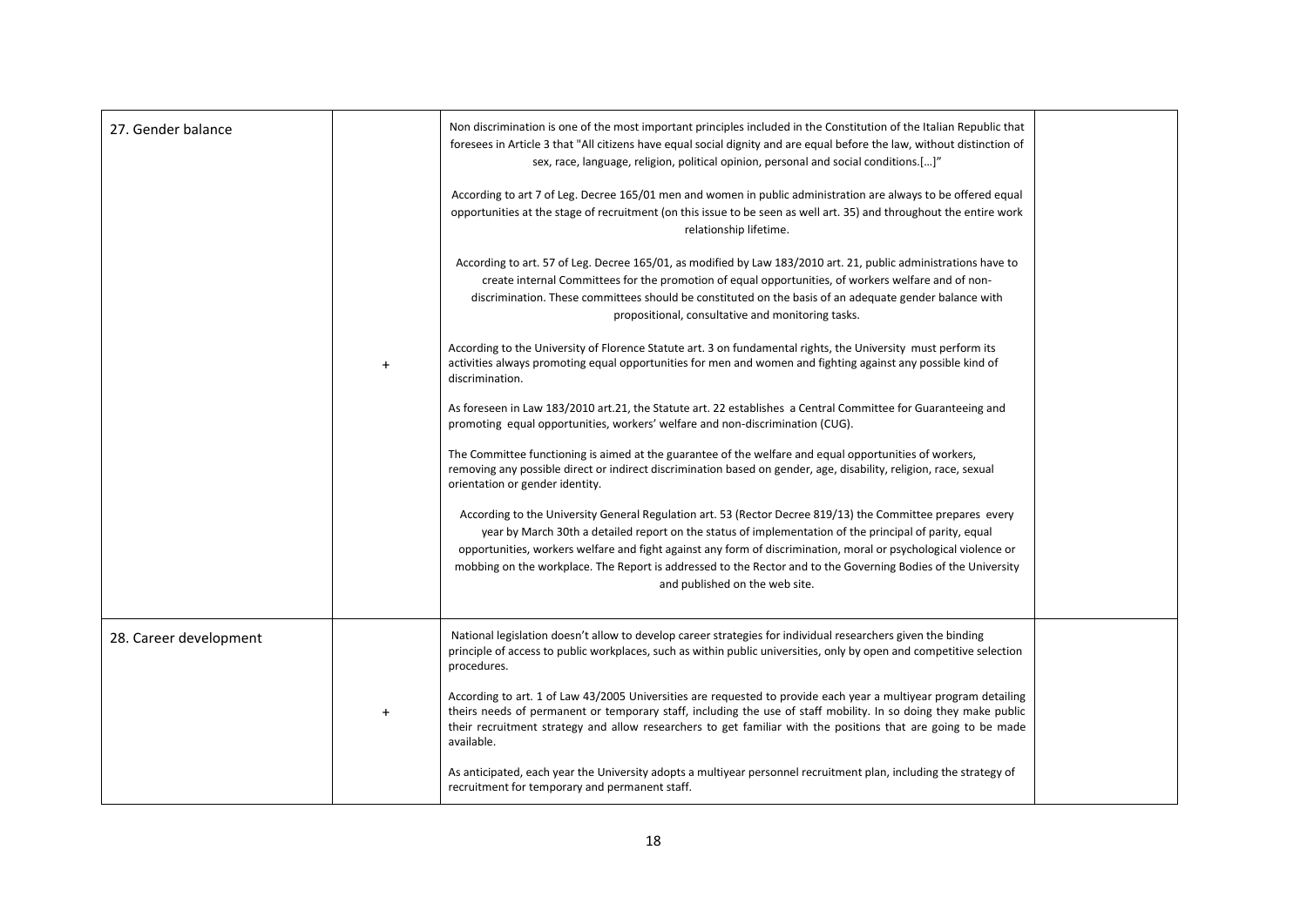| | | | |
|---|---|---|---|
| 27. Gender balance | + | Non discrimination is one of the most important principles included in the Constitution of the Italian Republic that foresees in Article 3 that "All citizens have equal social dignity and are equal before the law, without distinction of sex, race, language, religion, political opinion, personal and social conditions.[…]"<br><br>According to art 7 of Leg. Decree 165/01 men and women in public administration are always to be offered equal opportunities at the stage of recruitment (on this issue to be seen as well art. 35) and throughout the entire work relationship lifetime.<br><br>According to art. 57 of Leg. Decree 165/01, as modified by Law 183/2010 art. 21, public administrations have to create internal Committees for the promotion of equal opportunities, of workers welfare and of non-discrimination. These committees should be constituted on the basis of an adequate gender balance with propositional, consultative and monitoring tasks.<br><br>According to the University of Florence Statute art. 3 on fundamental rights, the University must perform its activities always promoting equal opportunities for men and women and fighting against any possible kind of discrimination.<br><br>As foreseen in Law 183/2010 art.21, the Statute art. 22 establishes a Central Committee for Guaranteeing and promoting equal opportunities, workers' welfare and non-discrimination (CUG).<br><br>The Committee functioning is aimed at the guarantee of the welfare and equal opportunities of workers, removing any possible direct or indirect discrimination based on gender, age, disability, religion, race, sexual orientation or gender identity.<br><br>According to the University General Regulation art. 53 (Rector Decree 819/13) the Committee prepares every year by March 30th a detailed report on the status of implementation of the principal of parity, equal opportunities, workers welfare and fight against any form of discrimination, moral or psychological violence or mobbing on the workplace. The Report is addressed to the Rector and to the Governing Bodies of the University and published on the web site. | |
| 28. Career development | + | National legislation doesn't allow to develop career strategies for individual researchers given the binding principle of access to public workplaces, such as within public universities, only by open and competitive selection procedures.<br><br>According to art. 1 of Law 43/2005 Universities are requested to provide each year a multiyear program detailing theirs needs of permanent or temporary staff, including the use of staff mobility. In so doing they make public their recruitment strategy and allow researchers to get familiar with the positions that are going to be made available.<br><br>As anticipated, each year the University adopts a multiyear personnel recruitment plan, including the strategy of recruitment for temporary and permanent staff. | |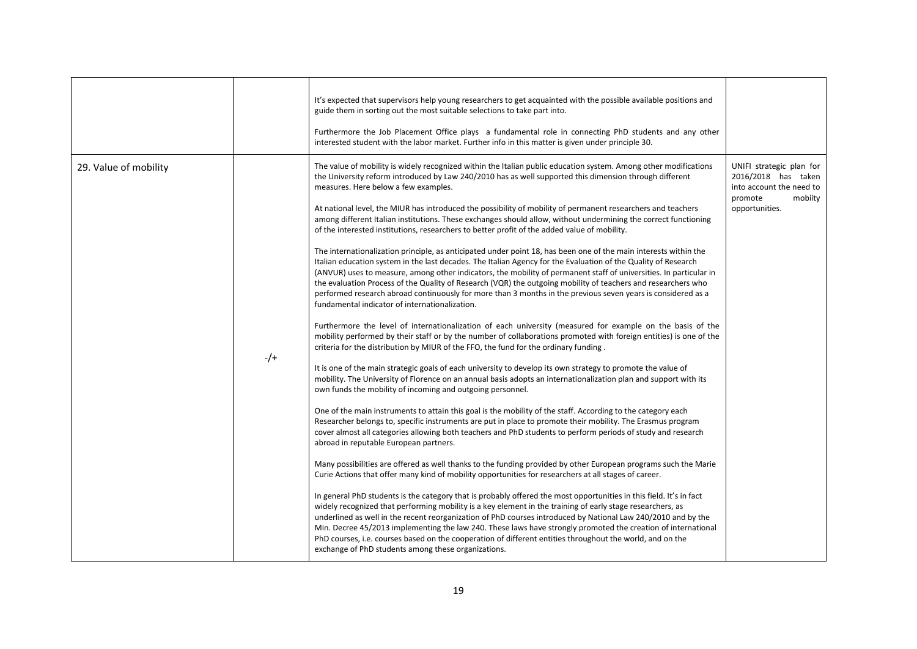| | | | |
|---|---|---|---|
| | | It's expected that supervisors help young researchers to get acquainted with the possible available positions and guide them in sorting out the most suitable selections to take part into.<br><br>Furthermore the Job Placement Office plays a fundamental role in connecting PhD students and any other interested student with the labor market. Further info in this matter is given under principle 30. | |
| 29. Value of mobility | -/+ | The value of mobility is widely recognized within the Italian public education system. Among other modifications the University reform introduced by Law 240/2010 has as well supported this dimension through different measures. Here below a few examples.<br><br>At national level, the MIUR has introduced the possibility of mobility of permanent researchers and teachers among different Italian institutions. These exchanges should allow, without undermining the correct functioning of the interested institutions, researchers to better profit of the added value of mobility.<br><br>The internationalization principle, as anticipated under point 18, has been one of the main interests within the Italian education system in the last decades. The Italian Agency for the Evaluation of the Quality of Research (ANVUR) uses to measure, among other indicators, the mobility of permanent staff of universities. In particular in the evaluation Process of the Quality of Research (VQR) the outgoing mobility of teachers and researchers who performed research abroad continuously for more than 3 months in the previous seven years is considered as a fundamental indicator of internationalization.<br><br>Furthermore the level of internationalization of each university (measured for example on the basis of the mobility performed by their staff or by the number of collaborations promoted with foreign entities) is one of the criteria for the distribution by MIUR of the FFO, the fund for the ordinary funding .<br><br>It is one of the main strategic goals of each university to develop its own strategy to promote the value of mobility. The University of Florence on an annual basis adopts an internationalization plan and support with its own funds the mobility of incoming and outgoing personnel.<br><br>One of the main instruments to attain this goal is the mobility of the staff. According to the category each Researcher belongs to, specific instruments are put in place to promote their mobility. The Erasmus program cover almost all categories allowing both teachers and PhD students to perform periods of study and research abroad in reputable European partners.<br><br>Many possibilities are offered as well thanks to the funding provided by other European programs such the Marie Curie Actions that offer many kind of mobility opportunities for researchers at all stages of career.<br><br>In general PhD students is the category that is probably offered the most opportunities in this field. It's in fact widely recognized that performing mobility is a key element in the training of early stage researchers, as underlined as well in the recent reorganization of PhD courses introduced by National Law 240/2010 and by the Min. Decree 45/2013 implementing the law 240. These laws have strongly promoted the creation of international PhD courses, i.e. courses based on the cooperation of different entities throughout the world, and on the exchange of PhD students among these organizations. | UNIFI strategic plan for 2016/2018 has taken into account the need to promote mobiity opportunities. |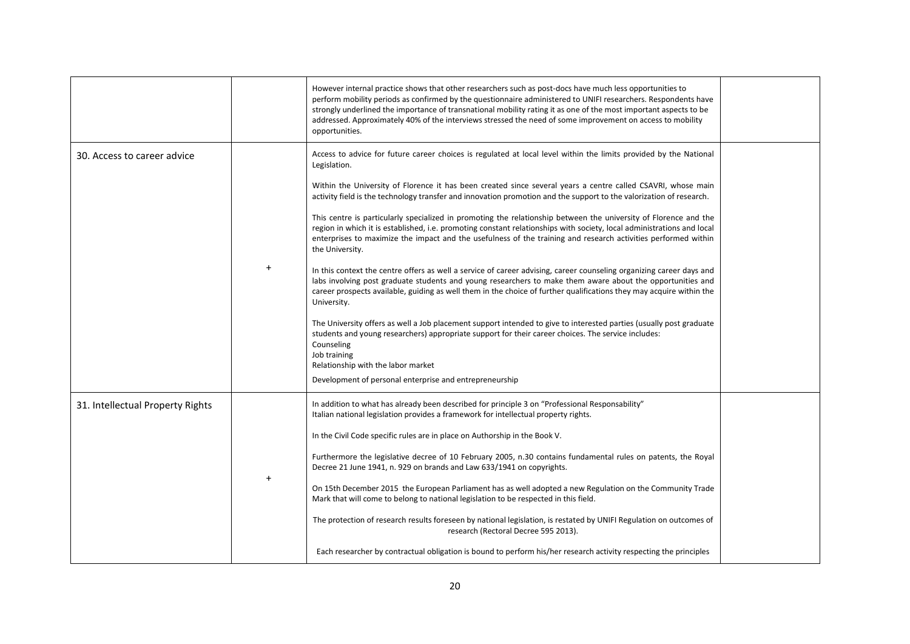| | | | |
|---|---|---|---|
| | | However internal practice shows that other researchers such as post-docs have much less opportunities to perform mobility periods as confirmed by the questionnaire administered to UNIFI researchers. Respondents have strongly underlined the importance of transnational mobility rating it as one of the most important aspects to be addressed. Approximately 40% of the interviews stressed the need of some improvement on access to mobility opportunities. | |
| 30. Access to career advice | + | Access to advice for future career choices is regulated at local level within the limits provided by the National Legislation.<br><br>Within the University of Florence it has been created since several years a centre called CSAVRI, whose main activity field is the technology transfer and innovation promotion and the support to the valorization of research.<br><br>This centre is particularly specialized in promoting the relationship between the university of Florence and the region in which it is established, i.e. promoting constant relationships with society, local administrations and local enterprises to maximize the impact and the usefulness of the training and research activities performed within the University.<br><br>In this context the centre offers as well a service of career advising, career counseling organizing career days and labs involving post graduate students and young researchers to make them aware about the opportunities and career prospects available, guiding as well them in the choice of further qualifications they may acquire within the University.<br><br>The University offers as well a Job placement support intended to give to interested parties (usually post graduate students and young researchers) appropriate support for their career choices. The service includes:<br>Counseling<br>Job training<br>Relationship with the labor market<br>Development of personal enterprise and entrepreneurship | |
| 31. Intellectual Property Rights | + | In addition to what has already been described for principle 3 on "Professional Responsability"<br>Italian national legislation provides a framework for intellectual property rights.<br><br>In the Civil Code specific rules are in place on Authorship in the Book V.<br><br>Furthermore the legislative decree of 10 February 2005, n.30 contains fundamental rules on patents, the Royal Decree 21 June 1941, n. 929 on brands and Law 633/1941 on copyrights.<br><br>On 15th December 2015 the European Parliament has as well adopted a new Regulation on the Community Trade Mark that will come to belong to national legislation to be respected in this field.<br><br>The protection of research results foreseen by national legislation, is restated by UNIFI Regulation on outcomes of research (Rectoral Decree 595 2013).<br><br>Each researcher by contractual obligation is bound to perform his/her research activity respecting the principles | |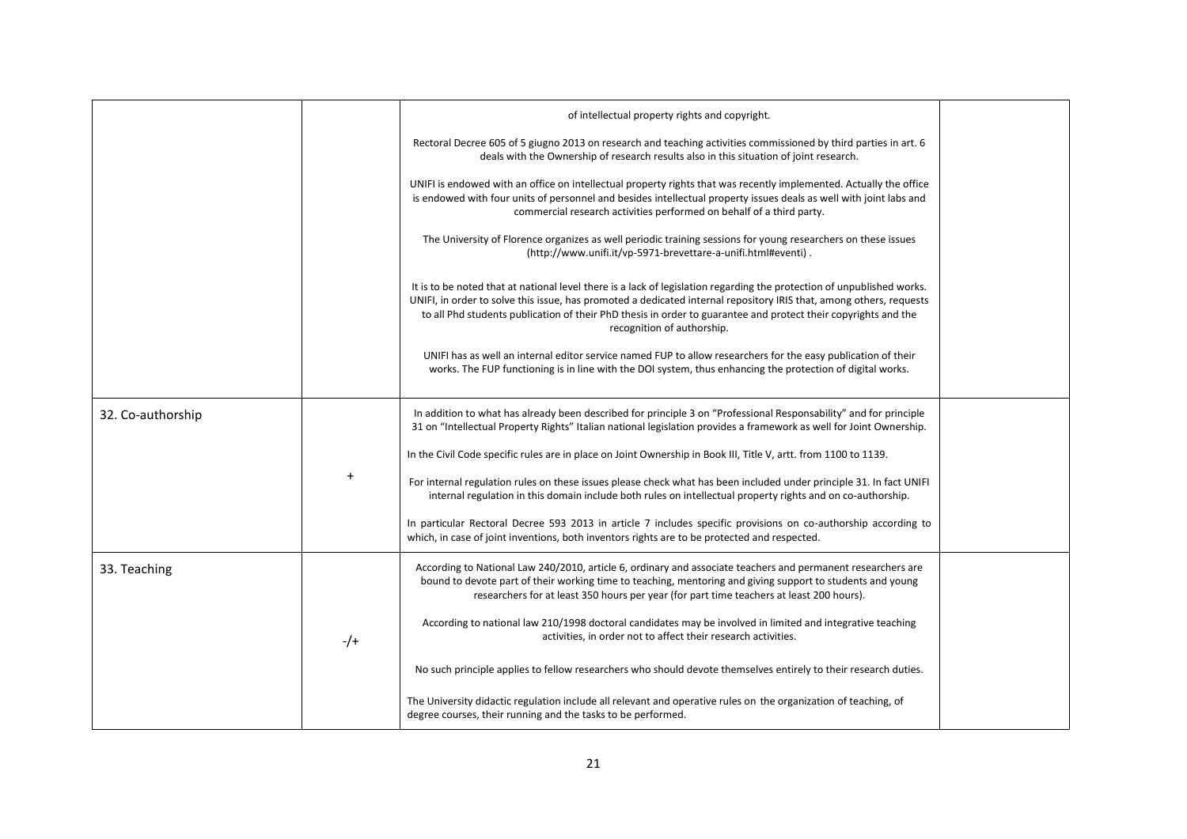| | | | |
|---|---|---|---|
| | | of intellectual property rights and copyright.<br><br>Rectoral Decree 605 of 5 giugno 2013 on research and teaching activities commissioned by third parties in art. 6 deals with the Ownership of research results also in this situation of joint research.<br><br>UNIFI is endowed with an office on intellectual property rights that was recently implemented. Actually the office is endowed with four units of personnel and besides intellectual property issues deals as well with joint labs and commercial research activities performed on behalf of a third party.<br><br>The University of Florence organizes as well periodic training sessions for young researchers on these issues (http://www.unifi.it/vp-5971-brevettare-a-unifi.html#eventi) .<br><br>It is to be noted that at national level there is a lack of legislation regarding the protection of unpublished works. UNIFI, in order to solve this issue, has promoted a dedicated internal repository IRIS that, among others, requests to all Phd students publication of their PhD thesis in order to guarantee and protect their copyrights and the recognition of authorship.<br><br>UNIFI has as well an internal editor service named FUP to allow researchers for the easy publication of their works. The FUP functioning is in line with the DOI system, thus enhancing the protection of digital works. | |
| 32. Co-authorship | + | In addition to what has already been described for principle 3 on "Professional Responsability" and for principle 31 on "Intellectual Property Rights" Italian national legislation provides a framework as well for Joint Ownership.<br><br>In the Civil Code specific rules are in place on Joint Ownership in Book III, Title V, artt. from 1100 to 1139.<br><br>For internal regulation rules on these issues please check what has been included under principle 31. In fact UNIFI internal regulation in this domain include both rules on intellectual property rights and on co-authorship.<br><br>In particular Rectoral Decree 593 2013 in article 7 includes specific provisions on co-authorship according to which, in case of joint inventions, both inventors rights are to be protected and respected. | |
| 33. Teaching | -/+ | According to National Law 240/2010, article 6, ordinary and associate teachers and permanent researchers are bound to devote part of their working time to teaching, mentoring and giving support to students and young researchers for at least 350 hours per year (for part time teachers at least 200 hours).<br><br>According to national law 210/1998 doctoral candidates may be involved in limited and integrative teaching activities, in order not to affect their research activities.<br><br>No such principle applies to fellow researchers who should devote themselves entirely to their research duties.<br><br>The University didactic regulation include all relevant and operative rules on the organization of teaching, of degree courses, their running and the tasks to be performed. | |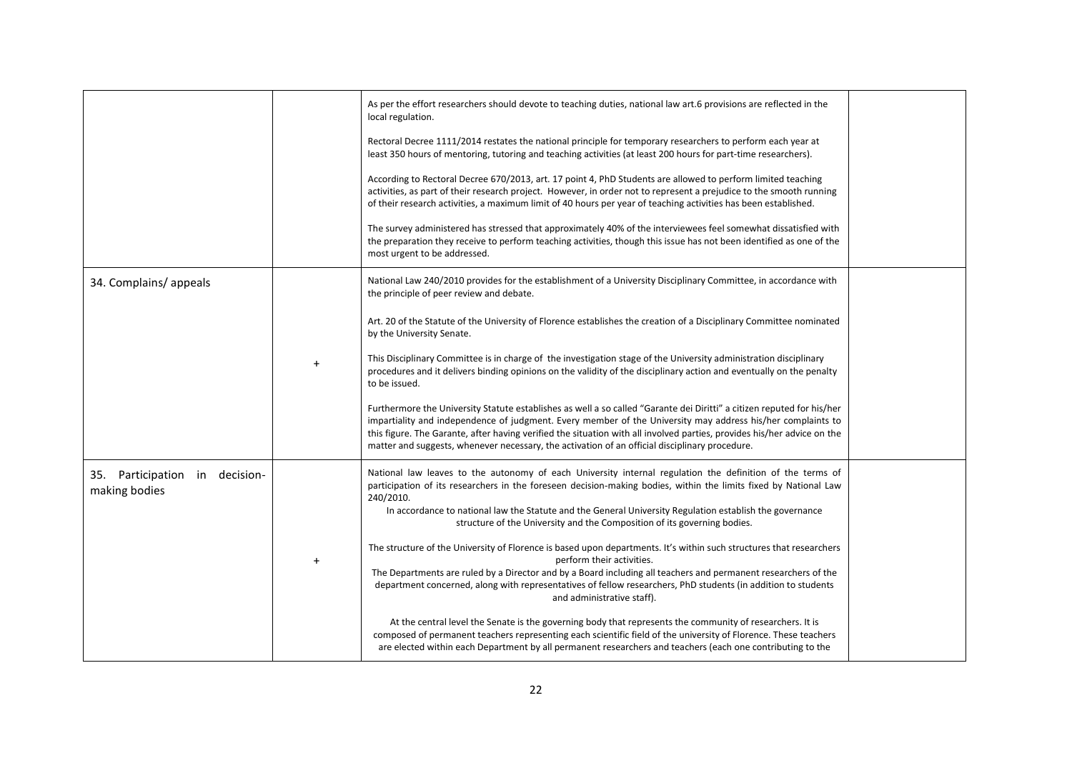| | | | |
|---|---|---|---|
| | | As per the effort researchers should devote to teaching duties, national law art.6 provisions are reflected in the local regulation.<br><br>Rectoral Decree 1111/2014 restates the national principle for temporary researchers to perform each year at least 350 hours of mentoring, tutoring and teaching activities (at least 200 hours for part-time researchers).<br><br>According to Rectoral Decree 670/2013, art. 17 point 4, PhD Students are allowed to perform limited teaching activities, as part of their research project. However, in order not to represent a prejudice to the smooth running of their research activities, a maximum limit of 40 hours per year of teaching activities has been established.<br><br>The survey administered has stressed that approximately 40% of the interviewees feel somewhat dissatisfied with the preparation they receive to perform teaching activities, though this issue has not been identified as one of the most urgent to be addressed. | |
| 34. Complains/ appeals | + | National Law 240/2010 provides for the establishment of a University Disciplinary Committee, in accordance with the principle of peer review and debate.<br><br>Art. 20 of the Statute of the University of Florence establishes the creation of a Disciplinary Committee nominated by the University Senate.<br><br>This Disciplinary Committee is in charge of the investigation stage of the University administration disciplinary procedures and it delivers binding opinions on the validity of the disciplinary action and eventually on the penalty to be issued.<br><br>Furthermore the University Statute establishes as well a so called "Garante dei Diritti" a citizen reputed for his/her impartiality and independence of judgment. Every member of the University may address his/her complaints to this figure. The Garante, after having verified the situation with all involved parties, provides his/her advice on the matter and suggests, whenever necessary, the activation of an official disciplinary procedure. | |
| 35. Participation in decision-making bodies | + | National law leaves to the autonomy of each University internal regulation the definition of the terms of participation of its researchers in the foreseen decision-making bodies, within the limits fixed by National Law 240/2010.<br>In accordance to national law the Statute and the General University Regulation establish the governance structure of the University and the Composition of its governing bodies.<br><br>The structure of the University of Florence is based upon departments. It's within such structures that researchers perform their activities.<br>The Departments are ruled by a Director and by a Board including all teachers and permanent researchers of the department concerned, along with representatives of fellow researchers, PhD students (in addition to students and administrative staff).<br><br>At the central level the Senate is the governing body that represents the community of researchers. It is composed of permanent teachers representing each scientific field of the university of Florence. These teachers are elected within each Department by all permanent researchers and teachers (each one contributing to the | |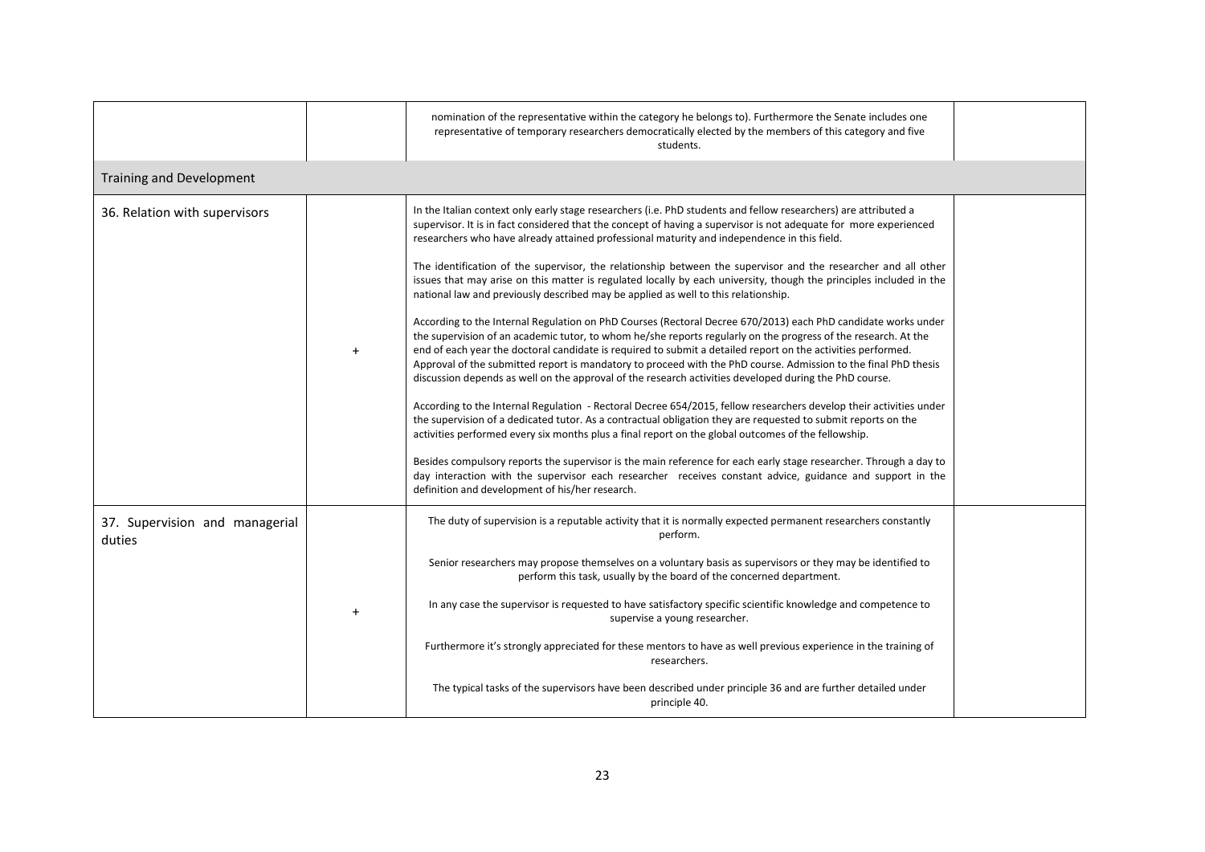| | | | |
|---|---|---|---|
| | | nomination of the representative within the category he belongs to). Furthermore the Senate includes one representative of temporary researchers democratically elected by the members of this category and five students. | |
| Training and Development | | | |
| 36. Relation with supervisors | + | In the Italian context only early stage researchers (i.e. PhD students and fellow researchers) are attributed a supervisor. It is in fact considered that the concept of having a supervisor is not adequate for more experienced researchers who have already attained professional maturity and independence in this field.<br><br>The identification of the supervisor, the relationship between the supervisor and the researcher and all other issues that may arise on this matter is regulated locally by each university, though the principles included in the national law and previously described may be applied as well to this relationship.<br><br>According to the Internal Regulation on PhD Courses (Rectoral Decree 670/2013) each PhD candidate works under the supervision of an academic tutor, to whom he/she reports regularly on the progress of the research. At the end of each year the doctoral candidate is required to submit a detailed report on the activities performed. Approval of the submitted report is mandatory to proceed with the PhD course. Admission to the final PhD thesis discussion depends as well on the approval of the research activities developed during the PhD course.<br><br>According to the Internal Regulation - Rectoral Decree 654/2015, fellow researchers develop their activities under the supervision of a dedicated tutor. As a contractual obligation they are requested to submit reports on the activities performed every six months plus a final report on the global outcomes of the fellowship.<br><br>Besides compulsory reports the supervisor is the main reference for each early stage researcher. Through a day to day interaction with the supervisor each researcher receives constant advice, guidance and support in the definition and development of his/her research. | |
| 37. Supervision and managerial duties | + | The duty of supervision is a reputable activity that it is normally expected permanent researchers constantly perform.<br><br>Senior researchers may propose themselves on a voluntary basis as supervisors or they may be identified to perform this task, usually by the board of the concerned department.<br><br>In any case the supervisor is requested to have satisfactory specific scientific knowledge and competence to supervise a young researcher.<br><br>Furthermore it's strongly appreciated for these mentors to have as well previous experience in the training of researchers.<br><br>The typical tasks of the supervisors have been described under principle 36 and are further detailed under principle 40. | |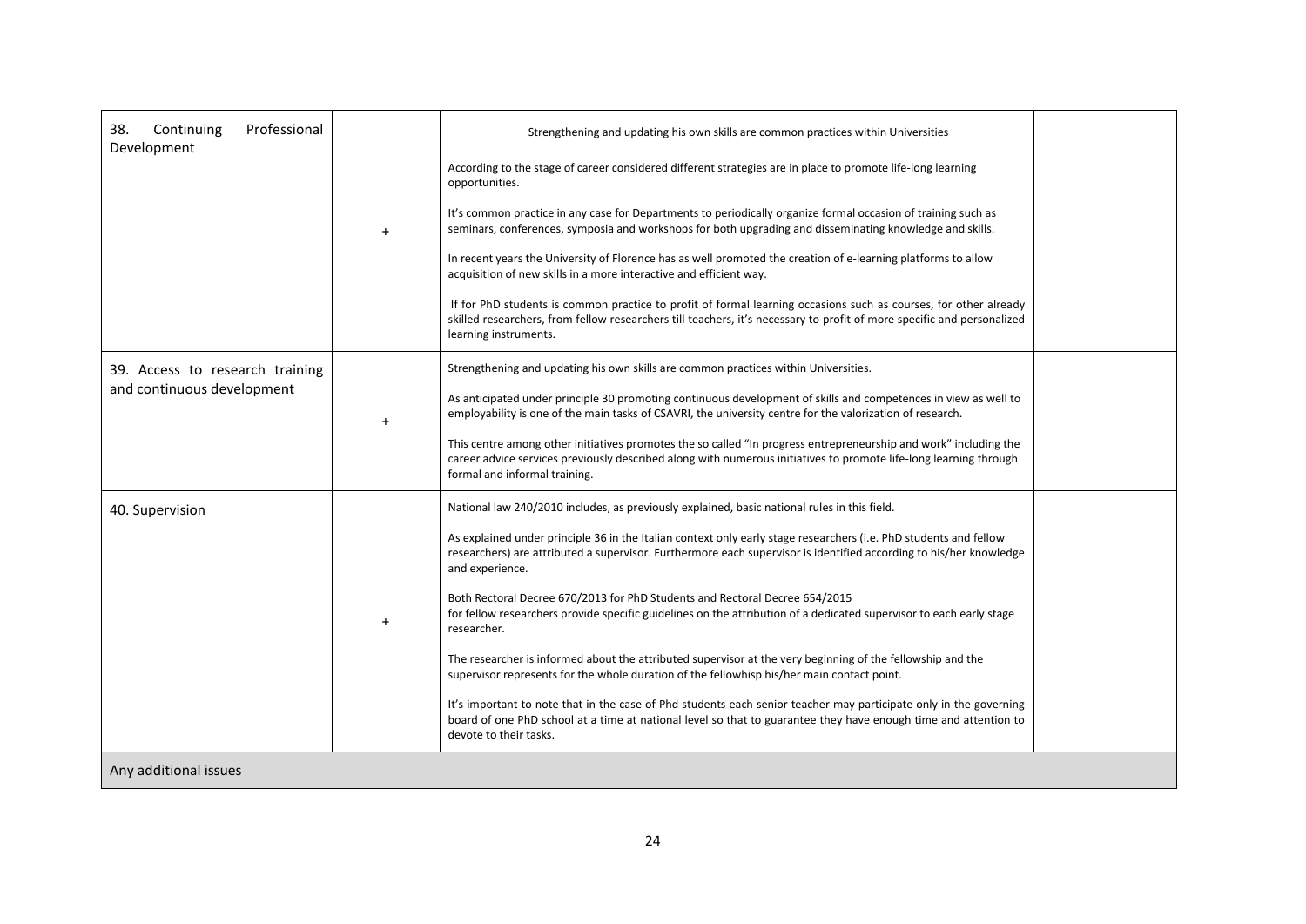| | | | |
|---|---|---|---|
| 38. Continuing Professional Development | + | Strengthening and updating his own skills are common practices within Universities<br><br>According to the stage of career considered different strategies are in place to promote life-long learning opportunities.<br><br>It's common practice in any case for Departments to periodically organize formal occasion of training such as seminars, conferences, symposia and workshops for both upgrading and disseminating knowledge and skills.<br><br>In recent years the University of Florence has as well promoted the creation of e-learning platforms to allow acquisition of new skills in a more interactive and efficient way.<br><br>If for PhD students is common practice to profit of formal learning occasions such as courses, for other already skilled researchers, from fellow researchers till teachers, it's necessary to profit of more specific and personalized learning instruments. | |
| 39. Access to research training and continuous development | + | Strengthening and updating his own skills are common practices within Universities.<br><br>As anticipated under principle 30 promoting continuous development of skills and competences in view as well to employability is one of the main tasks of CSAVRI, the university centre for the valorization of research.<br><br>This centre among other initiatives promotes the so called "In progress entrepreneurship and work" including the career advice services previously described along with numerous initiatives to promote life-long learning through formal and informal training. | |
| 40. Supervision | + | National law 240/2010 includes, as previously explained, basic national rules in this field.<br><br>As explained under principle 36 in the Italian context only early stage researchers (i.e. PhD students and fellow researchers) are attributed a supervisor. Furthermore each supervisor is identified according to his/her knowledge and experience.<br><br>Both Rectoral Decree 670/2013 for PhD Students and Rectoral Decree 654/2015 for fellow researchers provide specific guidelines on the attribution of a dedicated supervisor to each early stage researcher.<br><br>The researcher is informed about the attributed supervisor at the very beginning of the fellowship and the supervisor represents for the whole duration of the fellowhisp his/her main contact point.<br><br>It's important to note that in the case of Phd students each senior teacher may participate only in the governing board of one PhD school at a time at national level so that to guarantee they have enough time and attention to devote to their tasks. | |
| Any additional issues | | | |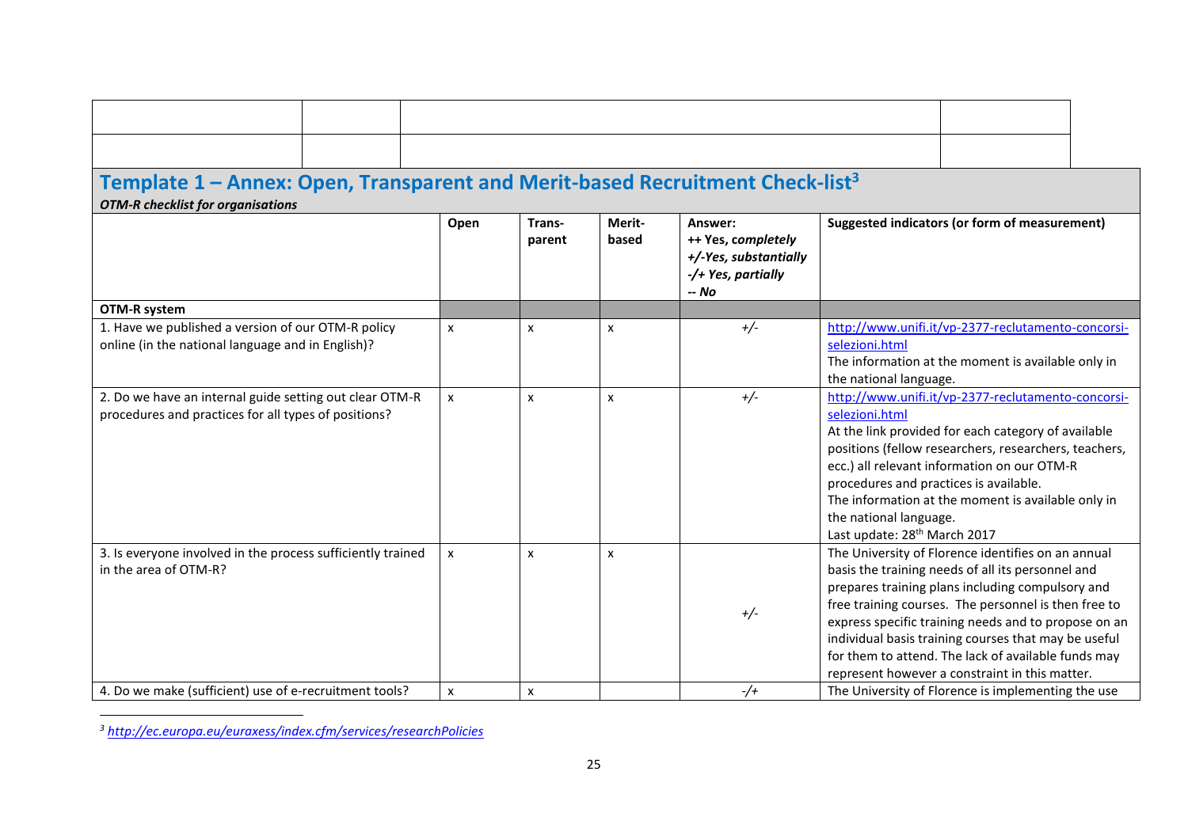## Template 1 – Annex: Open, Transparent and Merit-based Recruitment Check-list[3]

***OTM-R checklist for organisations***

| | Open | Trans-parent | Merit-based | Answer:<br>**++ Yes, *completely***<br>***+/-Yes, substantially***<br>***-/+ Yes, partially***<br>***-- No*** | Suggested indicators (or form of measurement) |
|---|---|---|---|---|---|
| **OTM-R system** | | | | | |
| 1. Have we published a version of our OTM-R policy online (in the national language and in English)? | x | x | x | +/- | http://www.unifi.it/vp-2377-reclutamento-concorsi-selezioni.html<br>The information at the moment is available only in the national language. |
| 2. Do we have an internal guide setting out clear OTM-R procedures and practices for all types of positions? | x | x | x | +/- | http://www.unifi.it/vp-2377-reclutamento-concorsi-selezioni.html<br>At the link provided for each category of available positions (fellow researchers, researchers, teachers, ecc.) all relevant information on our OTM-R procedures and practices is available.<br>The information at the moment is available only in the national language.<br>Last update: 28th March 2017 |
| 3. Is everyone involved in the process sufficiently trained in the area of OTM-R? | x | x | x | +/- | The University of Florence identifies on an annual basis the training needs of all its personnel and prepares training plans including compulsory and free training courses. The personnel is then free to express specific training needs and to propose on an individual basis training courses that may be useful for them to attend. The lack of available funds may represent however a constraint in this matter. |
| 4. Do we make (sufficient) use of e-recruitment tools? | x | x | | -/+ | The University of Florence is implementing the use |

[3] http://ec.europa.eu/euraxess/index.cfm/services/researchPolicies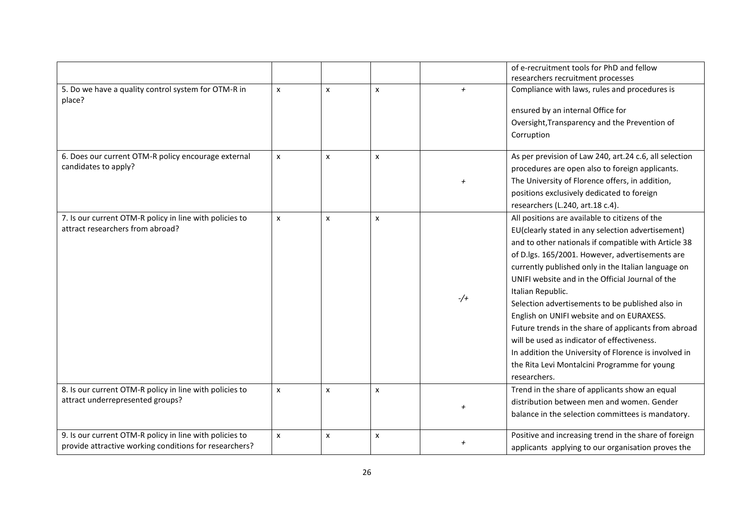| | | | | | |
|---|---|---|---|---|---|
| | | | | | of e-recruitment tools for PhD and fellow researchers recruitment processes |
| 5. Do we have a quality control system for OTM-R in place? | x | x | x | + | Compliance with laws, rules and procedures is<br><br>ensured by an internal Office for Oversight,Transparency and the Prevention of Corruption |
| 6. Does our current OTM-R policy encourage external candidates to apply? | x | x | x | + | As per prevision of Law 240, art.24 c.6, all selection procedures are open also to foreign applicants. The University of Florence offers, in addition, positions exclusively dedicated to foreign researchers (L.240, art.18 c.4). |
| 7. Is our current OTM-R policy in line with policies to attract researchers from abroad? | x | x | x | -/+ | All positions are available to citizens of the EU(clearly stated in any selection advertisement) and to other nationals if compatible with Article 38 of D.lgs. 165/2001. However, advertisements are currently published only in the Italian language on UNIFI website and in the Official Journal of the Italian Republic.<br>Selection advertisements to be published also in English on UNIFI website and on EURAXESS.<br>Future trends in the share of applicants from abroad will be used as indicator of effectiveness.<br>In addition the University of Florence is involved in the Rita Levi Montalcini Programme for young researchers. |
| 8. Is our current OTM-R policy in line with policies to attract underrepresented groups? | x | x | x | + | Trend in the share of applicants show an equal distribution between men and women. Gender balance in the selection committees is mandatory. |
| 9. Is our current OTM-R policy in line with policies to provide attractive working conditions for researchers? | x | x | x | + | Positive and increasing trend in the share of foreign applicants applying to our organisation proves the |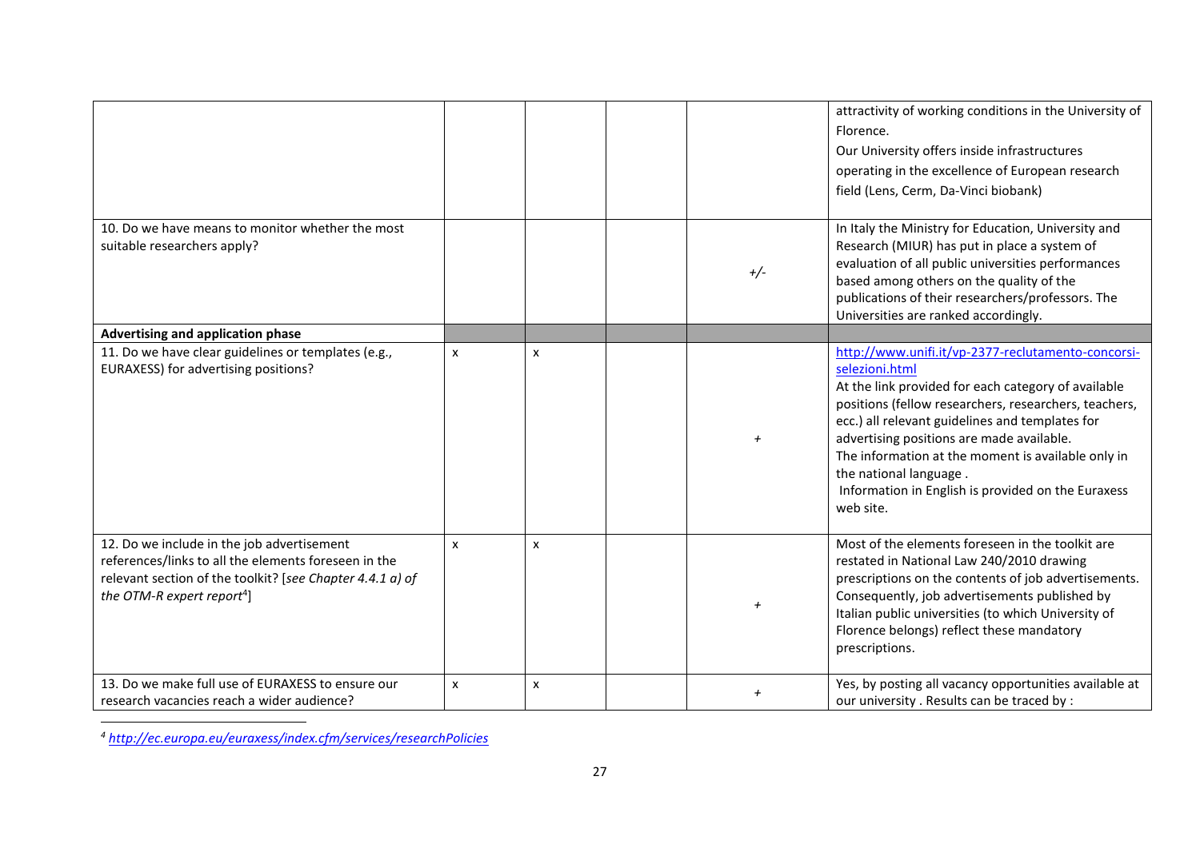| | | | | | |
|---|---|---|---|---|---|
| | | | | | attractivity of working conditions in the University of Florence.<br>Our University offers inside infrastructures operating in the excellence of European research field (Lens, Cerm, Da-Vinci biobank) |
| 10. Do we have means to monitor whether the most suitable researchers apply? | | | | *+/-* | In Italy the Ministry for Education, University and Research (MIUR) has put in place a system of evaluation of all public universities performances based among others on the quality of the publications of their researchers/professors. The Universities are ranked accordingly. |
| **Advertising and application phase** | | | | | |
| 11. Do we have clear guidelines or templates (e.g., EURAXESS) for advertising positions? | x | x | | *+* | http://www.unifi.it/vp-2377-reclutamento-concorsi-selezioni.html<br>At the link provided for each category of available positions (fellow researchers, researchers, teachers, ecc.) all relevant guidelines and templates for advertising positions are made available.<br>The information at the moment is available only in the national language .<br>Information in English is provided on the Euraxess web site. |
| 12. Do we include in the job advertisement references/links to all the elements foreseen in the relevant section of the toolkit? [*see Chapter 4.4.1 a) of the OTM-R expert report*[4]] | x | x | | *+* | Most of the elements foreseen in the toolkit are restated in National Law 240/2010 drawing prescriptions on the contents of job advertisements. Consequently, job advertisements published by Italian public universities (to which University of Florence belongs) reflect these mandatory prescriptions. |
| 13. Do we make full use of EURAXESS to ensure our research vacancies reach a wider audience? | x | x | | *+* | Yes, by posting all vacancy opportunities available at our university . Results can be traced by : |

[4] *http://ec.europa.eu/euraxess/index.cfm/services/researchPolicies*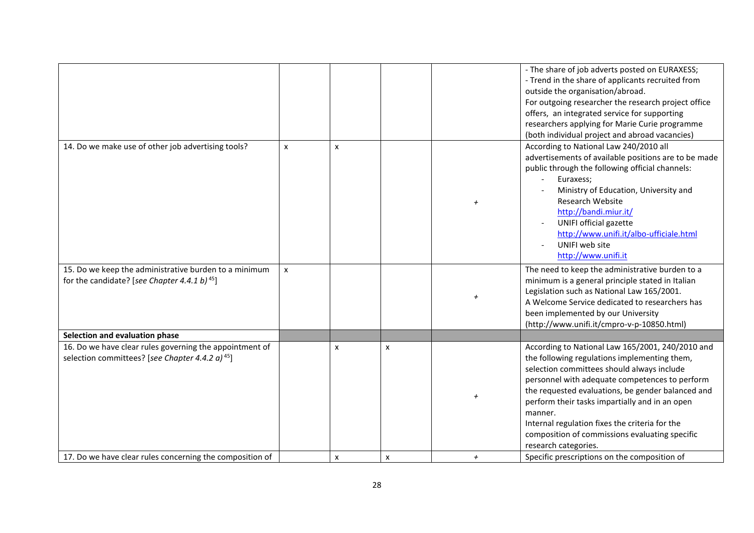| | | | | | |
|---|---|---|---|---|---|
| | | | | | - The share of job adverts posted on EURAXESS;<br>- Trend in the share of applicants recruited from outside the organisation/abroad.<br>For outgoing researcher the research project office offers, an integrated service for supporting researchers applying for Marie Curie programme (both individual project and abroad vacancies) |
| 14. Do we make use of other job advertising tools? | x | x | | + | According to National Law 240/2010 all advertisements of available positions are to be made public through the following official channels:<br>- Euraxess;<br>- Ministry of Education, University and Research Website http://bandi.miur.it/<br>- UNIFI official gazette http://www.unifi.it/albo-ufficiale.html<br>- UNIFI web site http://www.unifi.it |
| 15. Do we keep the administrative burden to a minimum for the candidate? [*see Chapter 4.4.1 b)*[45]] | x | | | + | The need to keep the administrative burden to a minimum is a general principle stated in Italian Legislation such as National Law 165/2001.<br>A Welcome Service dedicated to researchers has been implemented by our University (http://www.unifi.it/cmpro-v-p-10850.html) |
| **Selection and evaluation phase** | | | | | |
| 16. Do we have clear rules governing the appointment of selection committees? [*see Chapter 4.4.2 a)*[45]] | | x | x | + | According to National Law 165/2001, 240/2010 and the following regulations implementing them, selection committees should always include personnel with adequate competences to perform the requested evaluations, be gender balanced and perform their tasks impartially and in an open manner.<br>Internal regulation fixes the criteria for the composition of commissions evaluating specific research categories. |
| 17. Do we have clear rules concerning the composition of | | x | x | + | Specific prescriptions on the composition of |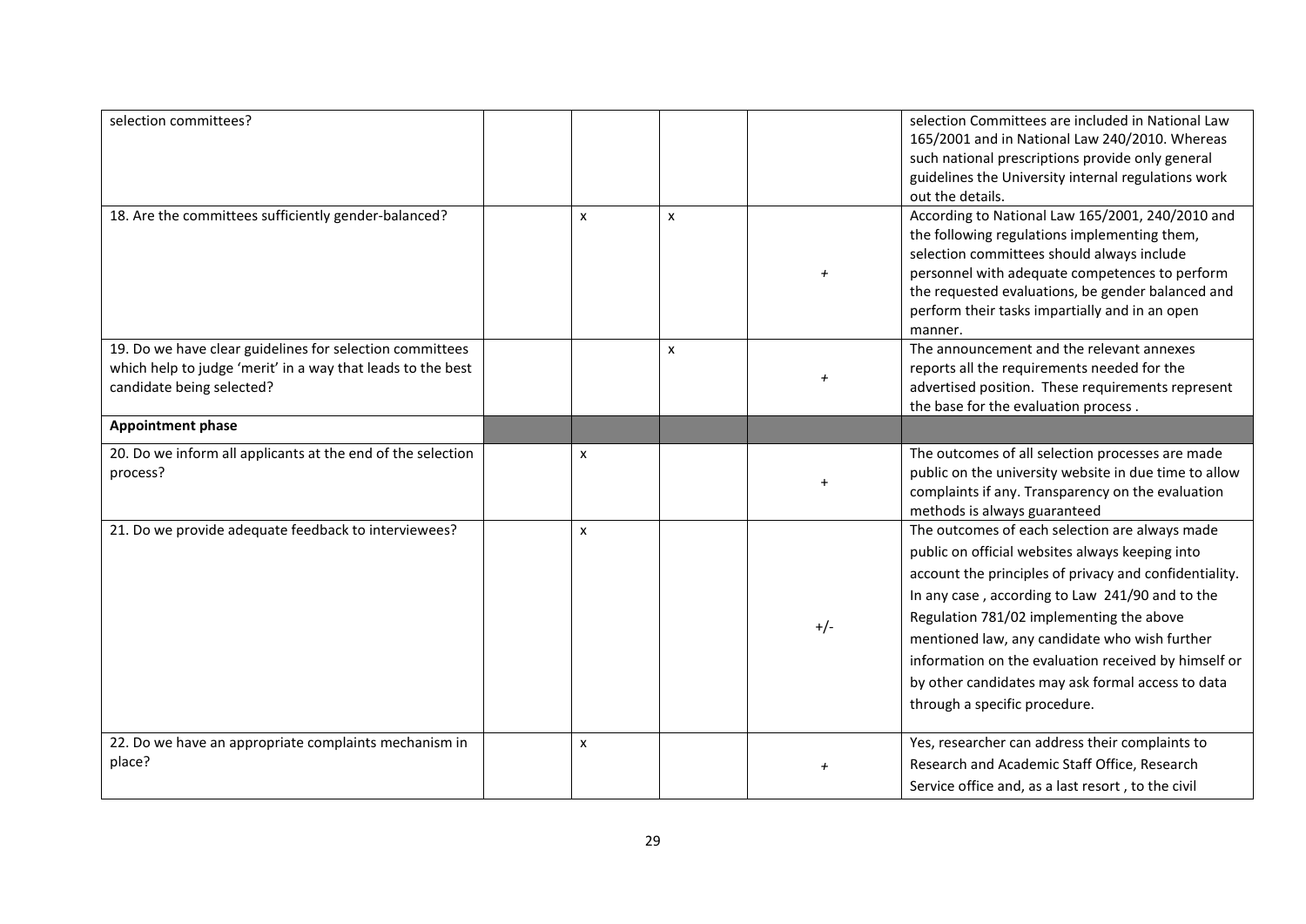| selection committees? | | | | | selection Committees are included in National Law 165/2001 and in National Law 240/2010. Whereas such national prescriptions provide only general guidelines the University internal regulations work out the details. |
|---|---|---|---|---|---|
| 18. Are the committees sufficiently gender-balanced? | | x | x | + | According to National Law 165/2001, 240/2010 and the following regulations implementing them, selection committees should always include personnel with adequate competences to perform the requested evaluations, be gender balanced and perform their tasks impartially and in an open manner. |
| 19. Do we have clear guidelines for selection committees which help to judge 'merit' in a way that leads to the best candidate being selected? | | | x | + | The announcement and the relevant annexes reports all the requirements needed for the advertised position. These requirements represent the base for the evaluation process . |
| **Appointment phase** | | | | | |
| 20. Do we inform all applicants at the end of the selection process? | | x | | + | The outcomes of all selection processes are made public on the university website in due time to allow complaints if any. Transparency on the evaluation methods is always guaranteed |
| 21. Do we provide adequate feedback to interviewees? | | x | | +/- | The outcomes of each selection are always made public on official websites always keeping into account the principles of privacy and confidentiality. In any case , according to Law 241/90 and to the Regulation 781/02 implementing the above mentioned law, any candidate who wish further information on the evaluation received by himself or by other candidates may ask formal access to data through a specific procedure. |
| 22. Do we have an appropriate complaints mechanism in place? | | x | | + | Yes, researcher can address their complaints to Research and Academic Staff Office, Research Service office and, as a last resort , to the civil |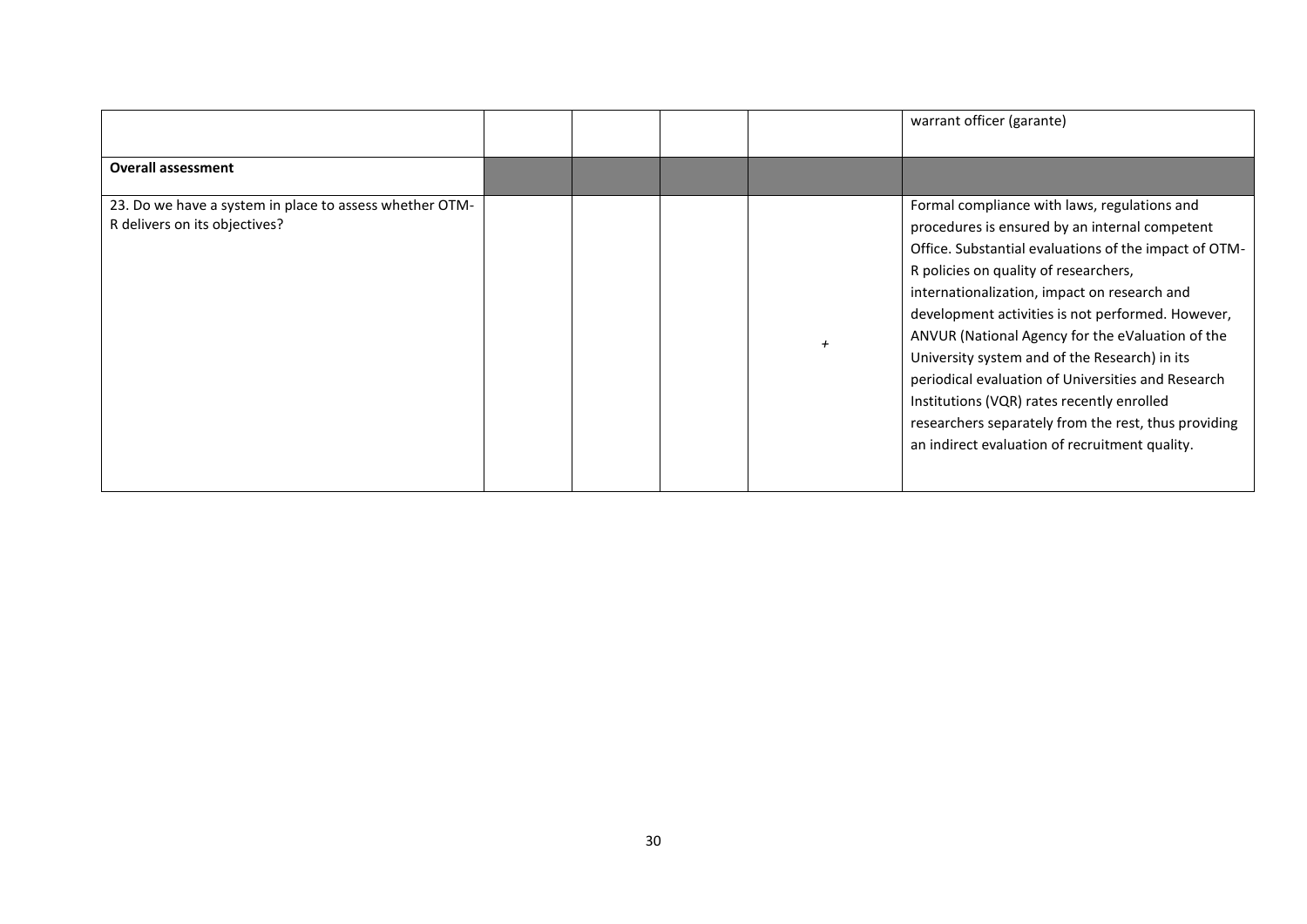| | | | | | |
|---|---|---|---|---|---|
| | | | | | warrant officer (garante) |
| **Overall assessment** | | | | | |
| 23. Do we have a system in place to assess whether OTM-R delivers on its objectives? | | | | + | Formal compliance with laws, regulations and procedures is ensured by an internal competent Office. Substantial evaluations of the impact of OTM-R policies on quality of researchers, internationalization, impact on research and development activities is not performed. However, ANVUR (National Agency for the eValuation of the University system and of the Research) in its periodical evaluation of Universities and Research Institutions (VQR) rates recently enrolled researchers separately from the rest, thus providing an indirect evaluation of recruitment quality. |